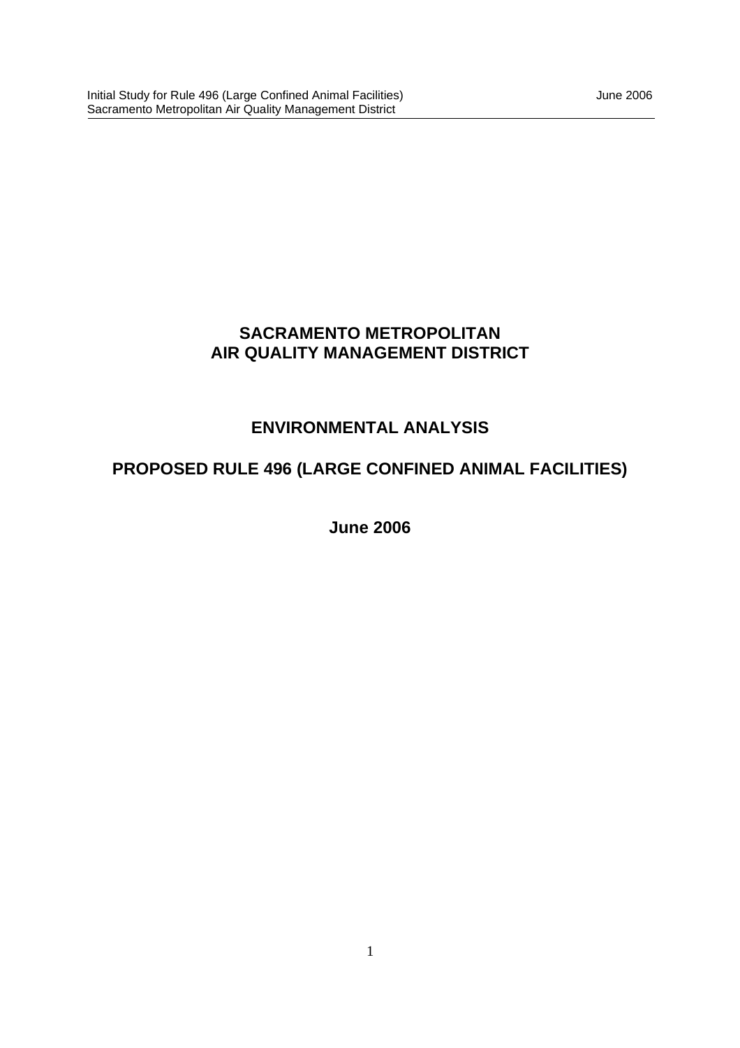# SACRAMENTO METROPOLITAN AIR QUALITY MANAGEMENT DISTRICT

## ENVIRONMENTAL ANALYSIS

## PROPOSED RULE 496 (LARGE CONFINED ANIMAL FACILITIES)

**June 2006**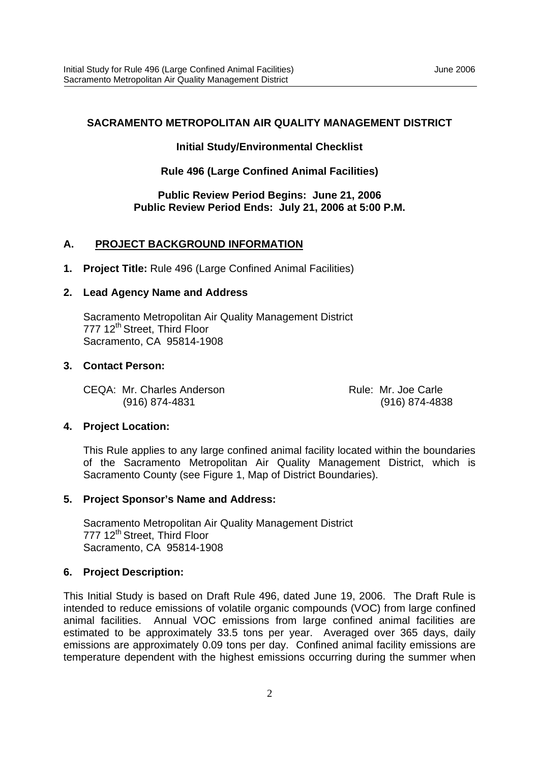**SACRAMENTO METROPOLITAN AIR QUALITY MANAGEMENT DISTRICT**

**Initial Study/Environmental Checklist**

**Rule 496 (Large Confined Animal Facilities)**

**Public Review Period Begins: June 21, 2006**
**Public Review Period Ends: July 21, 2006 at 5:00 P.M.**

## A. PROJECT BACKGROUND INFORMATION

**1. Project Title:** Rule 496 (Large Confined Animal Facilities)

**2. Lead Agency Name and Address**

Sacramento Metropolitan Air Quality Management District
777 12th Street, Third Floor
Sacramento, CA 95814-1908

**3. Contact Person:**

CEQA: Mr. Charles Anderson
(916) 874-4831

Rule: Mr. Joe Carle
(916) 874-4838

**4. Project Location:**

This Rule applies to any large confined animal facility located within the boundaries of the Sacramento Metropolitan Air Quality Management District, which is Sacramento County (see Figure 1, Map of District Boundaries).

**5. Project Sponsor's Name and Address:**

Sacramento Metropolitan Air Quality Management District
777 12th Street, Third Floor
Sacramento, CA 95814-1908

**6. Project Description:**

This Initial Study is based on Draft Rule 496, dated June 19, 2006. The Draft Rule is intended to reduce emissions of volatile organic compounds (VOC) from large confined animal facilities. Annual VOC emissions from large confined animal facilities are estimated to be approximately 33.5 tons per year. Averaged over 365 days, daily emissions are approximately 0.09 tons per day. Confined animal facility emissions are temperature dependent with the highest emissions occurring during the summer when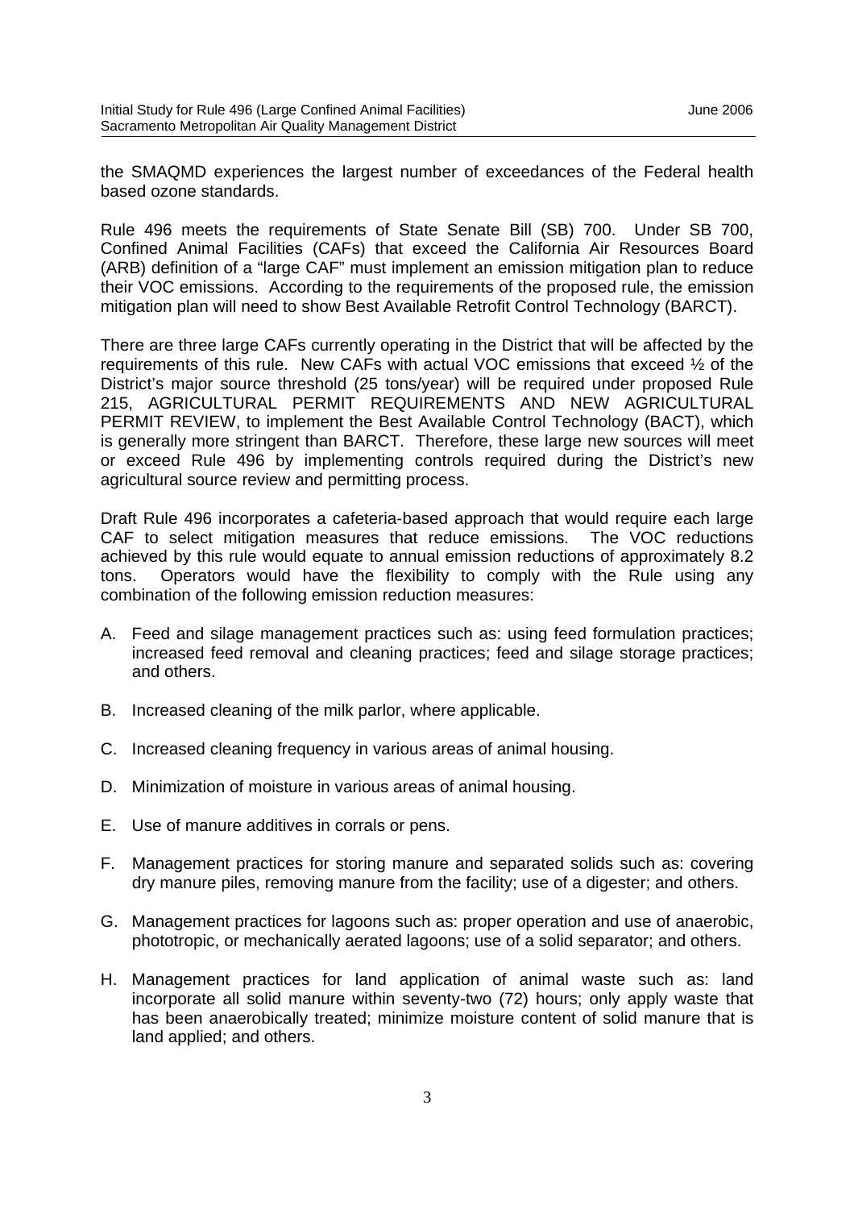the SMAQMD experiences the largest number of exceedances of the Federal health based ozone standards.

Rule 496 meets the requirements of State Senate Bill (SB) 700. Under SB 700, Confined Animal Facilities (CAFs) that exceed the California Air Resources Board (ARB) definition of a "large CAF" must implement an emission mitigation plan to reduce their VOC emissions. According to the requirements of the proposed rule, the emission mitigation plan will need to show Best Available Retrofit Control Technology (BARCT).

There are three large CAFs currently operating in the District that will be affected by the requirements of this rule. New CAFs with actual VOC emissions that exceed ½ of the District's major source threshold (25 tons/year) will be required under proposed Rule 215, AGRICULTURAL PERMIT REQUIREMENTS AND NEW AGRICULTURAL PERMIT REVIEW, to implement the Best Available Control Technology (BACT), which is generally more stringent than BARCT. Therefore, these large new sources will meet or exceed Rule 496 by implementing controls required during the District's new agricultural source review and permitting process.

Draft Rule 496 incorporates a cafeteria-based approach that would require each large CAF to select mitigation measures that reduce emissions. The VOC reductions achieved by this rule would equate to annual emission reductions of approximately 8.2 tons. Operators would have the flexibility to comply with the Rule using any combination of the following emission reduction measures:

A. Feed and silage management practices such as: using feed formulation practices; increased feed removal and cleaning practices; feed and silage storage practices; and others.

B. Increased cleaning of the milk parlor, where applicable.

C. Increased cleaning frequency in various areas of animal housing.

D. Minimization of moisture in various areas of animal housing.

E. Use of manure additives in corrals or pens.

F. Management practices for storing manure and separated solids such as: covering dry manure piles, removing manure from the facility; use of a digester; and others.

G. Management practices for lagoons such as: proper operation and use of anaerobic, phototropic, or mechanically aerated lagoons; use of a solid separator; and others.

H. Management practices for land application of animal waste such as: land incorporate all solid manure within seventy-two (72) hours; only apply waste that has been anaerobically treated; minimize moisture content of solid manure that is land applied; and others.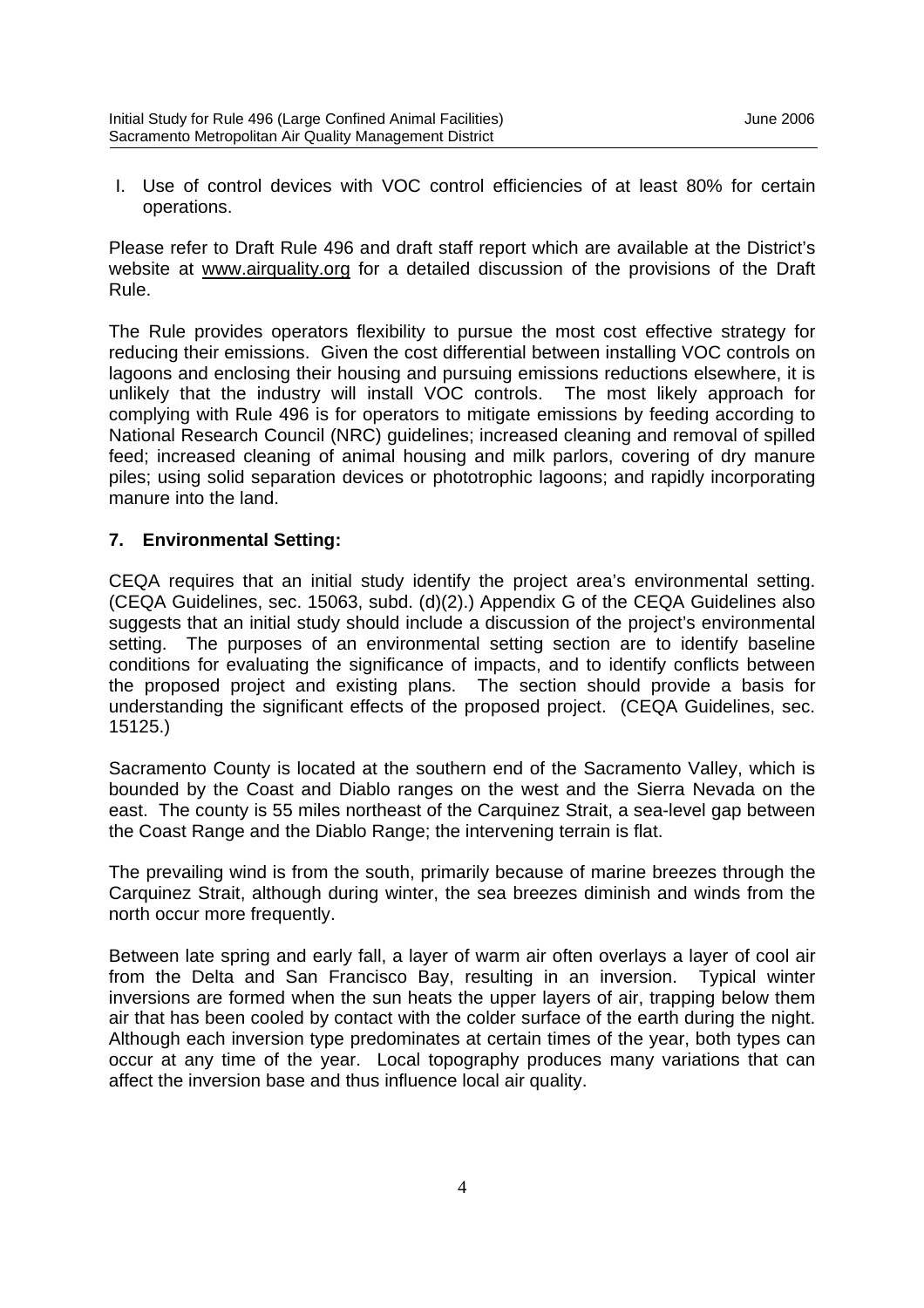I. Use of control devices with VOC control efficiencies of at least 80% for certain operations.

Please refer to Draft Rule 496 and draft staff report which are available at the District's website at www.airquality.org for a detailed discussion of the provisions of the Draft Rule.

The Rule provides operators flexibility to pursue the most cost effective strategy for reducing their emissions. Given the cost differential between installing VOC controls on lagoons and enclosing their housing and pursuing emissions reductions elsewhere, it is unlikely that the industry will install VOC controls. The most likely approach for complying with Rule 496 is for operators to mitigate emissions by feeding according to National Research Council (NRC) guidelines; increased cleaning and removal of spilled feed; increased cleaning of animal housing and milk parlors, covering of dry manure piles; using solid separation devices or phototrophic lagoons; and rapidly incorporating manure into the land.

## 7. Environmental Setting:

CEQA requires that an initial study identify the project area's environmental setting. (CEQA Guidelines, sec. 15063, subd. (d)(2).) Appendix G of the CEQA Guidelines also suggests that an initial study should include a discussion of the project's environmental setting. The purposes of an environmental setting section are to identify baseline conditions for evaluating the significance of impacts, and to identify conflicts between the proposed project and existing plans. The section should provide a basis for understanding the significant effects of the proposed project. (CEQA Guidelines, sec. 15125.)

Sacramento County is located at the southern end of the Sacramento Valley, which is bounded by the Coast and Diablo ranges on the west and the Sierra Nevada on the east. The county is 55 miles northeast of the Carquinez Strait, a sea-level gap between the Coast Range and the Diablo Range; the intervening terrain is flat.

The prevailing wind is from the south, primarily because of marine breezes through the Carquinez Strait, although during winter, the sea breezes diminish and winds from the north occur more frequently.

Between late spring and early fall, a layer of warm air often overlays a layer of cool air from the Delta and San Francisco Bay, resulting in an inversion. Typical winter inversions are formed when the sun heats the upper layers of air, trapping below them air that has been cooled by contact with the colder surface of the earth during the night. Although each inversion type predominates at certain times of the year, both types can occur at any time of the year. Local topography produces many variations that can affect the inversion base and thus influence local air quality.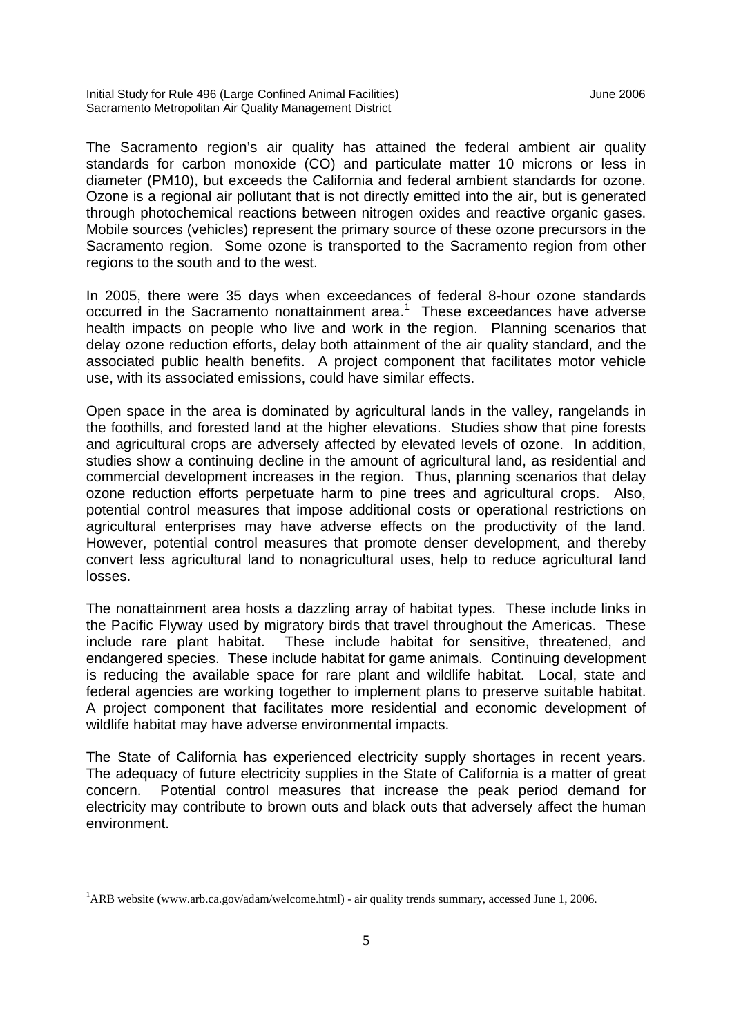The Sacramento region's air quality has attained the federal ambient air quality standards for carbon monoxide (CO) and particulate matter 10 microns or less in diameter (PM10), but exceeds the California and federal ambient standards for ozone. Ozone is a regional air pollutant that is not directly emitted into the air, but is generated through photochemical reactions between nitrogen oxides and reactive organic gases. Mobile sources (vehicles) represent the primary source of these ozone precursors in the Sacramento region. Some ozone is transported to the Sacramento region from other regions to the south and to the west.

In 2005, there were 35 days when exceedances of federal 8-hour ozone standards occurred in the Sacramento nonattainment area.[1] These exceedances have adverse health impacts on people who live and work in the region. Planning scenarios that delay ozone reduction efforts, delay both attainment of the air quality standard, and the associated public health benefits. A project component that facilitates motor vehicle use, with its associated emissions, could have similar effects.

Open space in the area is dominated by agricultural lands in the valley, rangelands in the foothills, and forested land at the higher elevations. Studies show that pine forests and agricultural crops are adversely affected by elevated levels of ozone. In addition, studies show a continuing decline in the amount of agricultural land, as residential and commercial development increases in the region. Thus, planning scenarios that delay ozone reduction efforts perpetuate harm to pine trees and agricultural crops. Also, potential control measures that impose additional costs or operational restrictions on agricultural enterprises may have adverse effects on the productivity of the land. However, potential control measures that promote denser development, and thereby convert less agricultural land to nonagricultural uses, help to reduce agricultural land losses.

The nonattainment area hosts a dazzling array of habitat types. These include links in the Pacific Flyway used by migratory birds that travel throughout the Americas. These include rare plant habitat. These include habitat for sensitive, threatened, and endangered species. These include habitat for game animals. Continuing development is reducing the available space for rare plant and wildlife habitat. Local, state and federal agencies are working together to implement plans to preserve suitable habitat. A project component that facilitates more residential and economic development of wildlife habitat may have adverse environmental impacts.

The State of California has experienced electricity supply shortages in recent years. The adequacy of future electricity supplies in the State of California is a matter of great concern. Potential control measures that increase the peak period demand for electricity may contribute to brown outs and black outs that adversely affect the human environment.

---

[1] ARB website (www.arb.ca.gov/adam/welcome.html) - air quality trends summary, accessed June 1, 2006.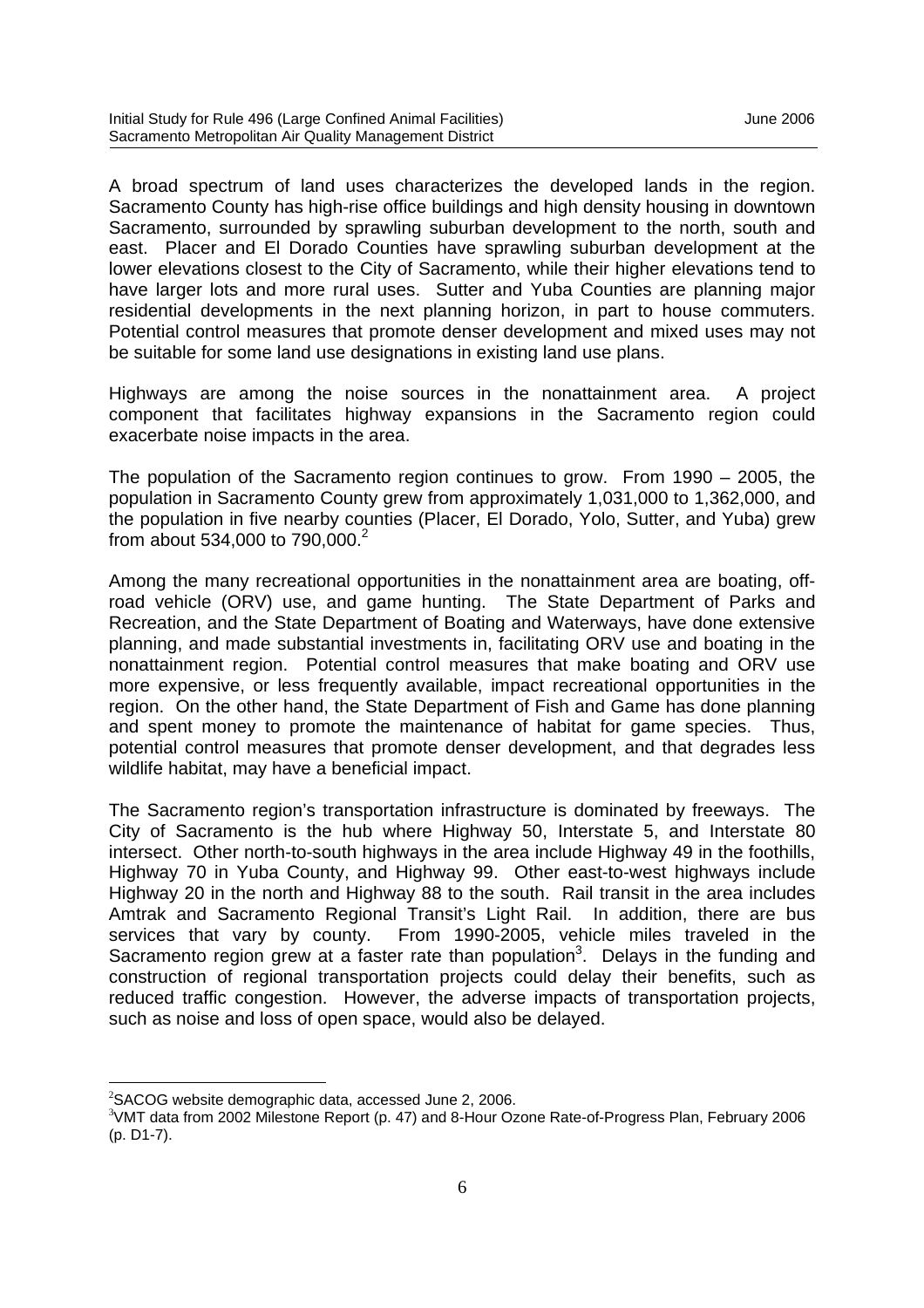A broad spectrum of land uses characterizes the developed lands in the region. Sacramento County has high-rise office buildings and high density housing in downtown Sacramento, surrounded by sprawling suburban development to the north, south and east. Placer and El Dorado Counties have sprawling suburban development at the lower elevations closest to the City of Sacramento, while their higher elevations tend to have larger lots and more rural uses. Sutter and Yuba Counties are planning major residential developments in the next planning horizon, in part to house commuters. Potential control measures that promote denser development and mixed uses may not be suitable for some land use designations in existing land use plans.

Highways are among the noise sources in the nonattainment area. A project component that facilitates highway expansions in the Sacramento region could exacerbate noise impacts in the area.

The population of the Sacramento region continues to grow. From 1990 – 2005, the population in Sacramento County grew from approximately 1,031,000 to 1,362,000, and the population in five nearby counties (Placer, El Dorado, Yolo, Sutter, and Yuba) grew from about 534,000 to 790,000.[2]

Among the many recreational opportunities in the nonattainment area are boating, off-road vehicle (ORV) use, and game hunting. The State Department of Parks and Recreation, and the State Department of Boating and Waterways, have done extensive planning, and made substantial investments in, facilitating ORV use and boating in the nonattainment region. Potential control measures that make boating and ORV use more expensive, or less frequently available, impact recreational opportunities in the region. On the other hand, the State Department of Fish and Game has done planning and spent money to promote the maintenance of habitat for game species. Thus, potential control measures that promote denser development, and that degrades less wildlife habitat, may have a beneficial impact.

The Sacramento region's transportation infrastructure is dominated by freeways. The City of Sacramento is the hub where Highway 50, Interstate 5, and Interstate 80 intersect. Other north-to-south highways in the area include Highway 49 in the foothills, Highway 70 in Yuba County, and Highway 99. Other east-to-west highways include Highway 20 in the north and Highway 88 to the south. Rail transit in the area includes Amtrak and Sacramento Regional Transit's Light Rail. In addition, there are bus services that vary by county. From 1990-2005, vehicle miles traveled in the Sacramento region grew at a faster rate than population[3]. Delays in the funding and construction of regional transportation projects could delay their benefits, such as reduced traffic congestion. However, the adverse impacts of transportation projects, such as noise and loss of open space, would also be delayed.

---

[2] SACOG website demographic data, accessed June 2, 2006.

[3] VMT data from 2002 Milestone Report (p. 47) and 8-Hour Ozone Rate-of-Progress Plan, February 2006 (p. D1-7).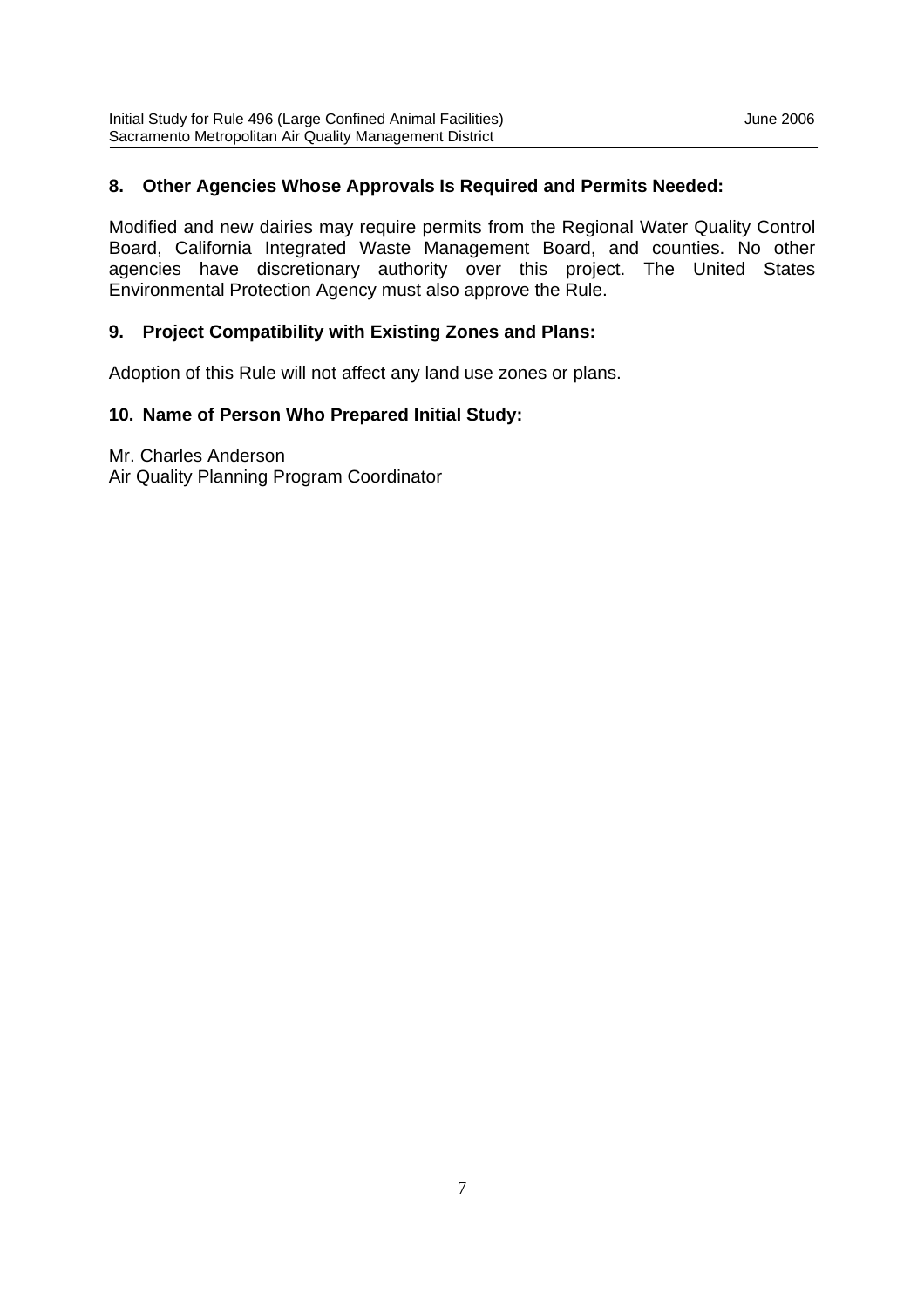### 8. Other Agencies Whose Approvals Is Required and Permits Needed:

Modified and new dairies may require permits from the Regional Water Quality Control Board, California Integrated Waste Management Board, and counties. No other agencies have discretionary authority over this project. The United States Environmental Protection Agency must also approve the Rule.

### 9. Project Compatibility with Existing Zones and Plans:

Adoption of this Rule will not affect any land use zones or plans.

### 10. Name of Person Who Prepared Initial Study:

Mr. Charles Anderson
Air Quality Planning Program Coordinator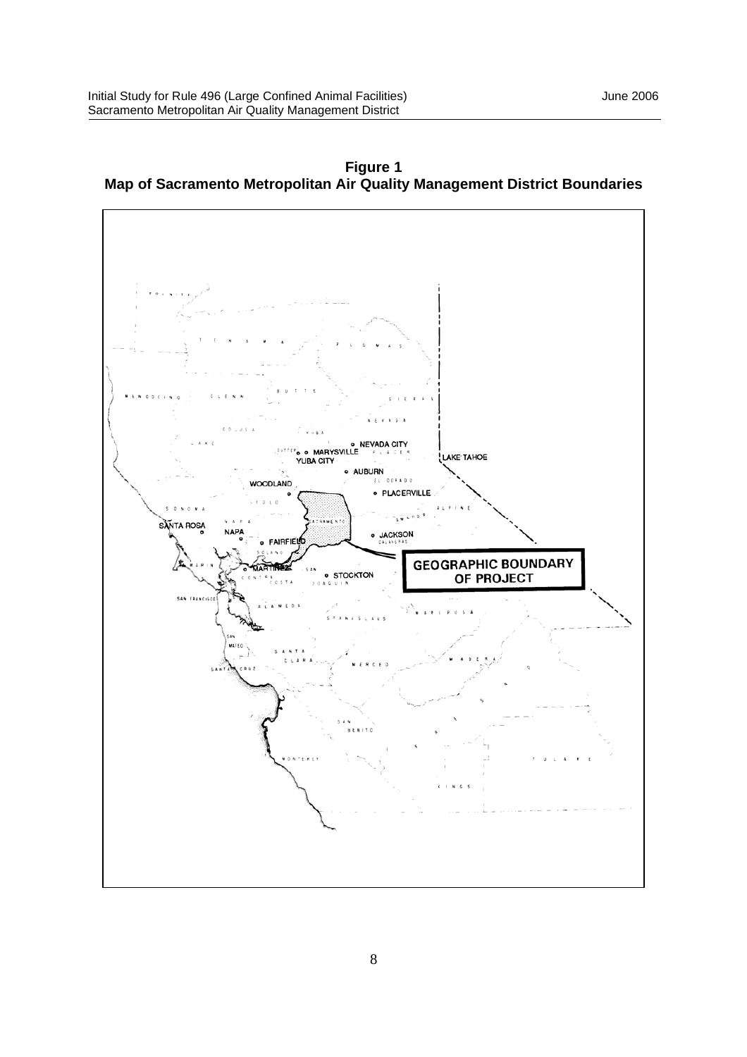**Figure 1**
**Map of Sacramento Metropolitan Air Quality Management District Boundaries**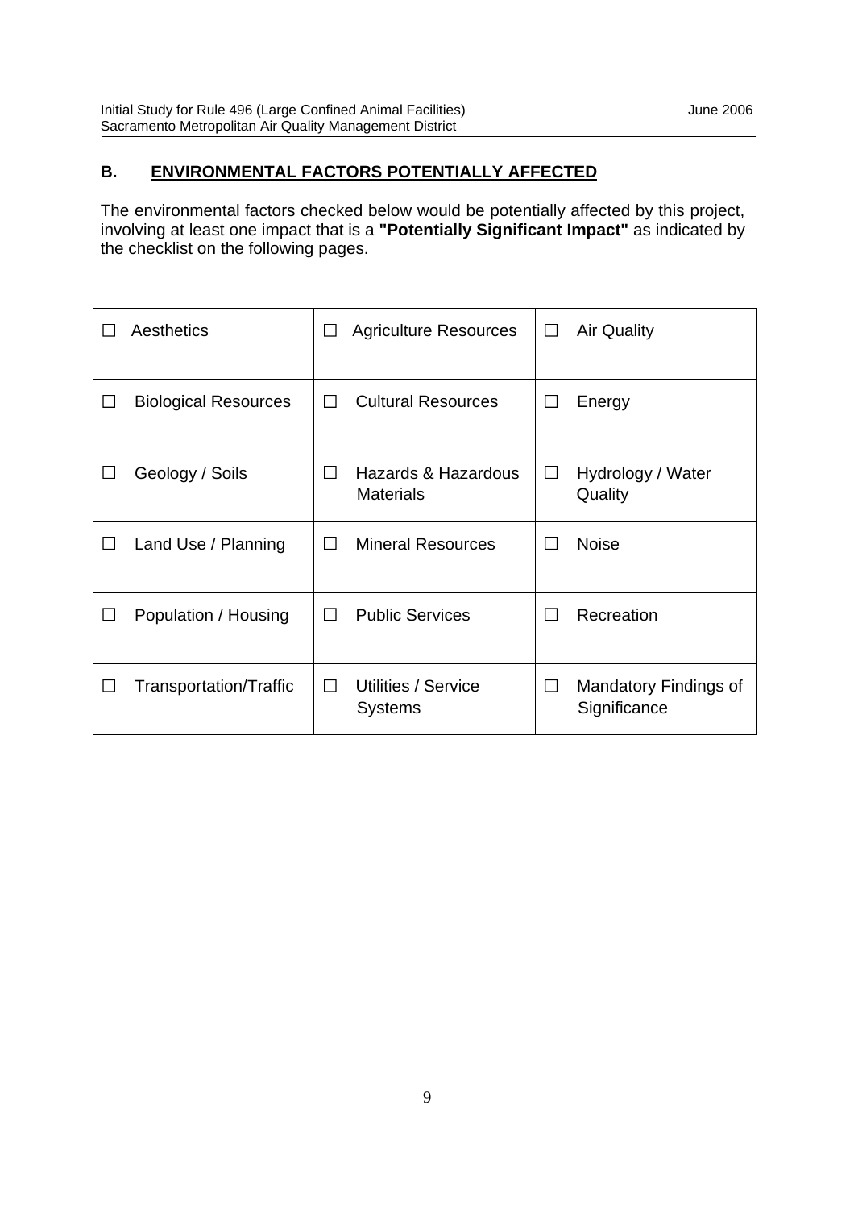## B. ENVIRONMENTAL FACTORS POTENTIALLY AFFECTED

The environmental factors checked below would be potentially affected by this project, involving at least one impact that is a **"Potentially Significant Impact"** as indicated by the checklist on the following pages.

| | | |
|---|---|---|
| ☐ Aesthetics | ☐ Agriculture Resources | ☐ Air Quality |
| ☐ Biological Resources | ☐ Cultural Resources | ☐ Energy |
| ☐ Geology / Soils | ☐ Hazards & Hazardous Materials | ☐ Hydrology / Water Quality |
| ☐ Land Use / Planning | ☐ Mineral Resources | ☐ Noise |
| ☐ Population / Housing | ☐ Public Services | ☐ Recreation |
| ☐ Transportation/Traffic | ☐ Utilities / Service Systems | ☐ Mandatory Findings of Significance |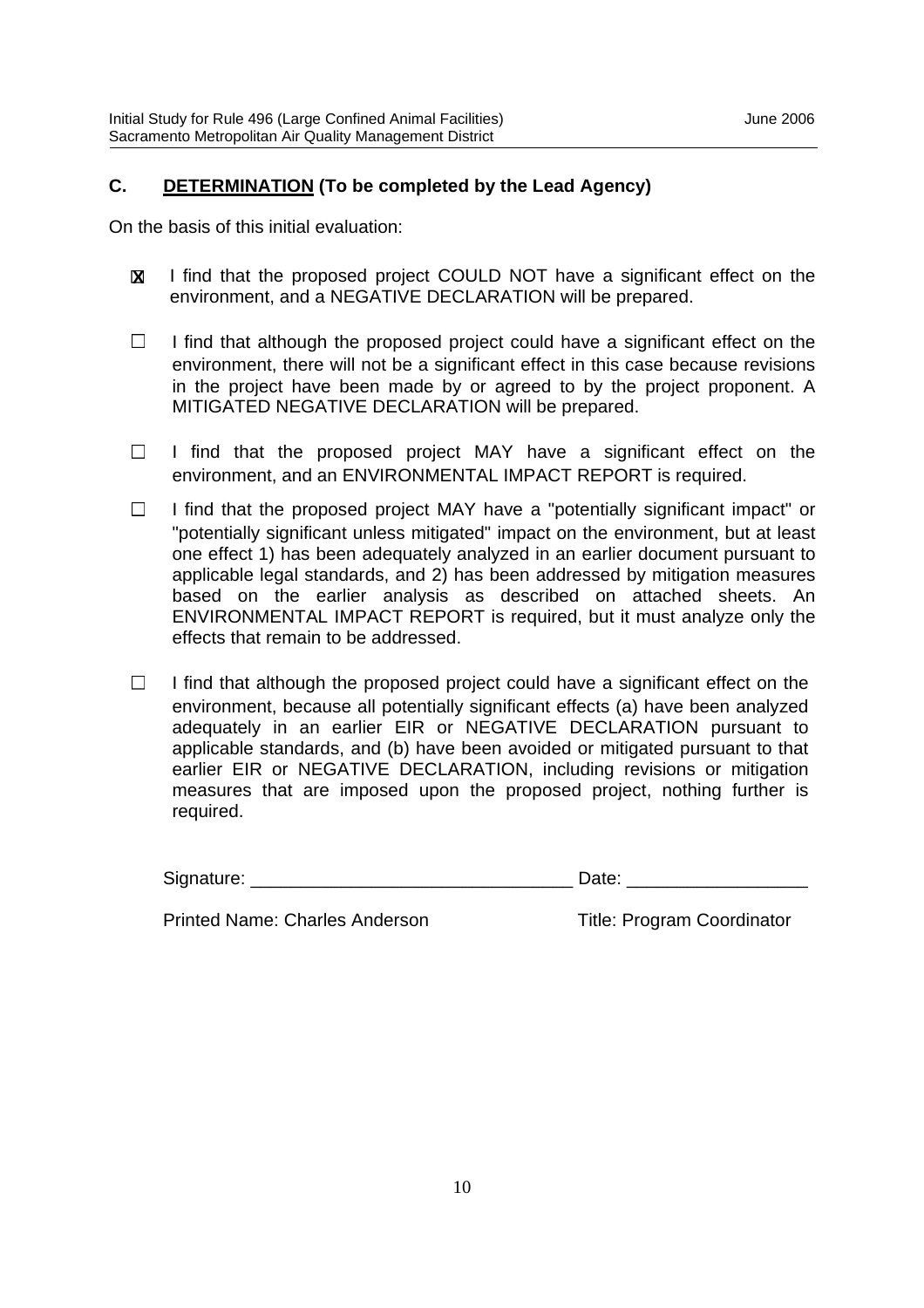## C. DETERMINATION (To be completed by the Lead Agency)

On the basis of this initial evaluation:

- [x] I find that the proposed project COULD NOT have a significant effect on the environment, and a NEGATIVE DECLARATION will be prepared.

- [ ] I find that although the proposed project could have a significant effect on the environment, there will not be a significant effect in this case because revisions in the project have been made by or agreed to by the project proponent. A MITIGATED NEGATIVE DECLARATION will be prepared.

- [ ] I find that the proposed project MAY have a significant effect on the environment, and an ENVIRONMENTAL IMPACT REPORT is required.

- [ ] I find that the proposed project MAY have a "potentially significant impact" or "potentially significant unless mitigated" impact on the environment, but at least one effect 1) has been adequately analyzed in an earlier document pursuant to applicable legal standards, and 2) has been addressed by mitigation measures based on the earlier analysis as described on attached sheets. An ENVIRONMENTAL IMPACT REPORT is required, but it must analyze only the effects that remain to be addressed.

- [ ] I find that although the proposed project could have a significant effect on the environment, because all potentially significant effects (a) have been analyzed adequately in an earlier EIR or NEGATIVE DECLARATION pursuant to applicable standards, and (b) have been avoided or mitigated pursuant to that earlier EIR or NEGATIVE DECLARATION, including revisions or mitigation measures that are imposed upon the proposed project, nothing further is required.

Signature: _______________________________ Date: _________________

Printed Name: Charles Anderson Title: Program Coordinator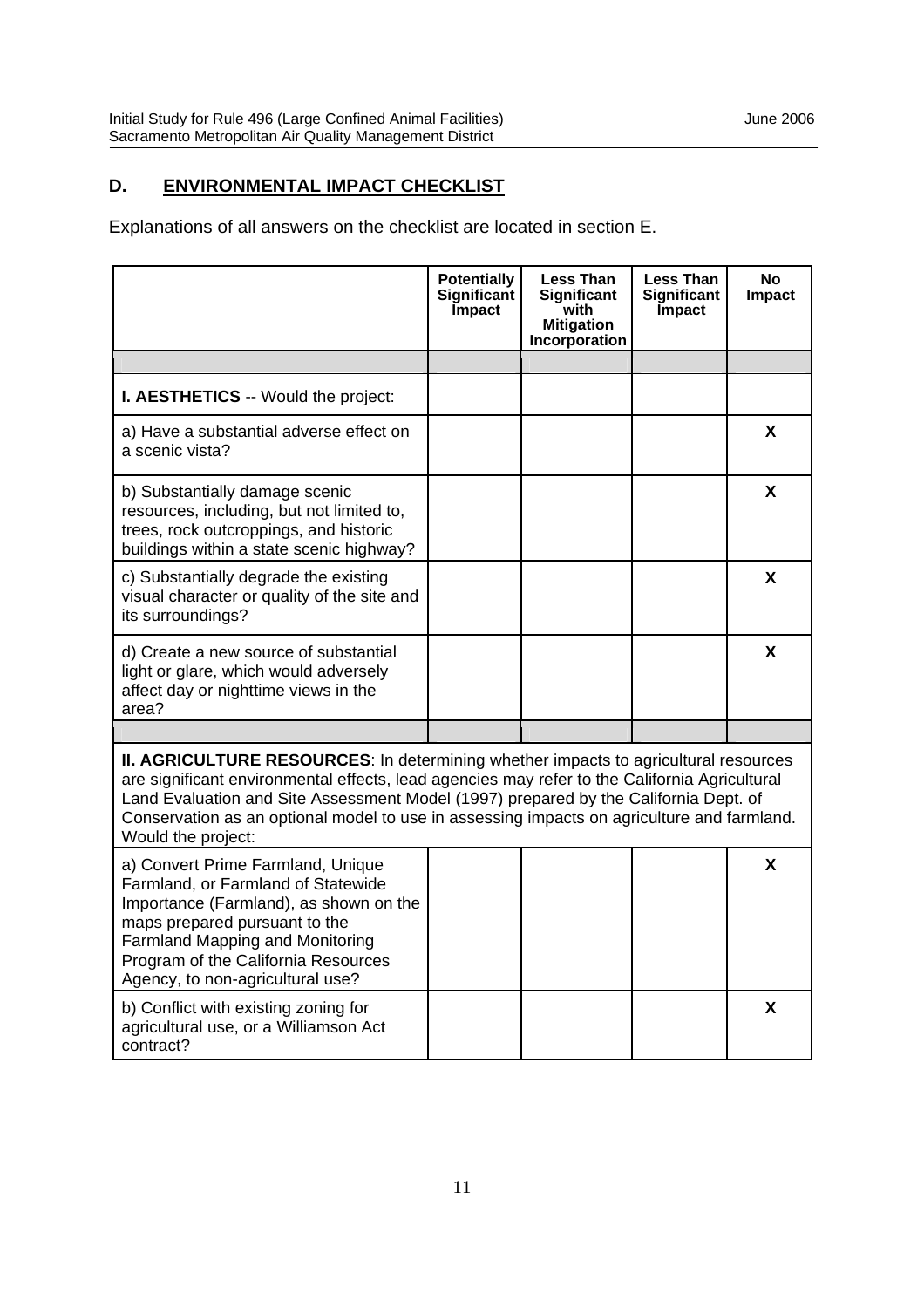## D. ENVIRONMENTAL IMPACT CHECKLIST

Explanations of all answers on the checklist are located in section E.

| | Potentially Significant Impact | Less Than Significant with Mitigation Incorporation | Less Than Significant Impact | No Impact |
|---|---|---|---|---|
| | | | | |
| **I. AESTHETICS** -- Would the project: | | | | |
| a) Have a substantial adverse effect on a scenic vista? | | | | X |
| b) Substantially damage scenic resources, including, but not limited to, trees, rock outcroppings, and historic buildings within a state scenic highway? | | | | X |
| c) Substantially degrade the existing visual character or quality of the site and its surroundings? | | | | X |
| d) Create a new source of substantial light or glare, which would adversely affect day or nighttime views in the area? | | | | X |
| | | | | |
| **II. AGRICULTURE RESOURCES**: In determining whether impacts to agricultural resources are significant environmental effects, lead agencies may refer to the California Agricultural Land Evaluation and Site Assessment Model (1997) prepared by the California Dept. of Conservation as an optional model to use in assessing impacts on agriculture and farmland. Would the project: | | | | |
| a) Convert Prime Farmland, Unique Farmland, or Farmland of Statewide Importance (Farmland), as shown on the maps prepared pursuant to the Farmland Mapping and Monitoring Program of the California Resources Agency, to non-agricultural use? | | | | X |
| b) Conflict with existing zoning for agricultural use, or a Williamson Act contract? | | | | X |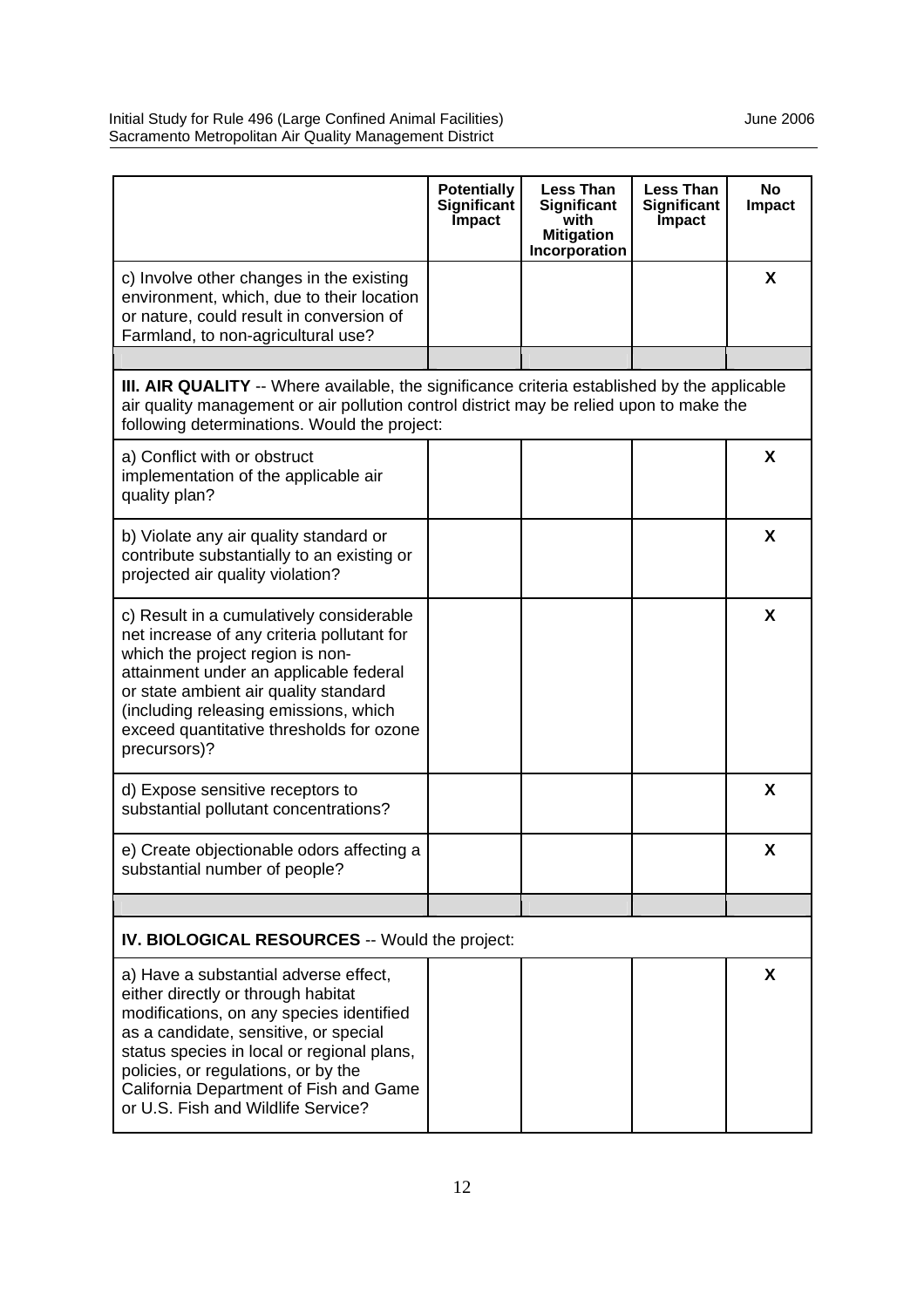| | Potentially Significant Impact | Less Than Significant with Mitigation Incorporation | Less Than Significant Impact | No Impact |
|---|---|---|---|---|
| c) Involve other changes in the existing environment, which, due to their location or nature, could result in conversion of Farmland, to non-agricultural use? | | | | X |
| | | | | |
| **III. AIR QUALITY** -- Where available, the significance criteria established by the applicable air quality management or air pollution control district may be relied upon to make the following determinations. Would the project: | | | | |
| a) Conflict with or obstruct implementation of the applicable air quality plan? | | | | X |
| b) Violate any air quality standard or contribute substantially to an existing or projected air quality violation? | | | | X |
| c) Result in a cumulatively considerable net increase of any criteria pollutant for which the project region is non-attainment under an applicable federal or state ambient air quality standard (including releasing emissions, which exceed quantitative thresholds for ozone precursors)? | | | | X |
| d) Expose sensitive receptors to substantial pollutant concentrations? | | | | X |
| e) Create objectionable odors affecting a substantial number of people? | | | | X |
| | | | | |
| **IV. BIOLOGICAL RESOURCES** -- Would the project: | | | | |
| a) Have a substantial adverse effect, either directly or through habitat modifications, on any species identified as a candidate, sensitive, or special status species in local or regional plans, policies, or regulations, or by the California Department of Fish and Game or U.S. Fish and Wildlife Service? | | | | X |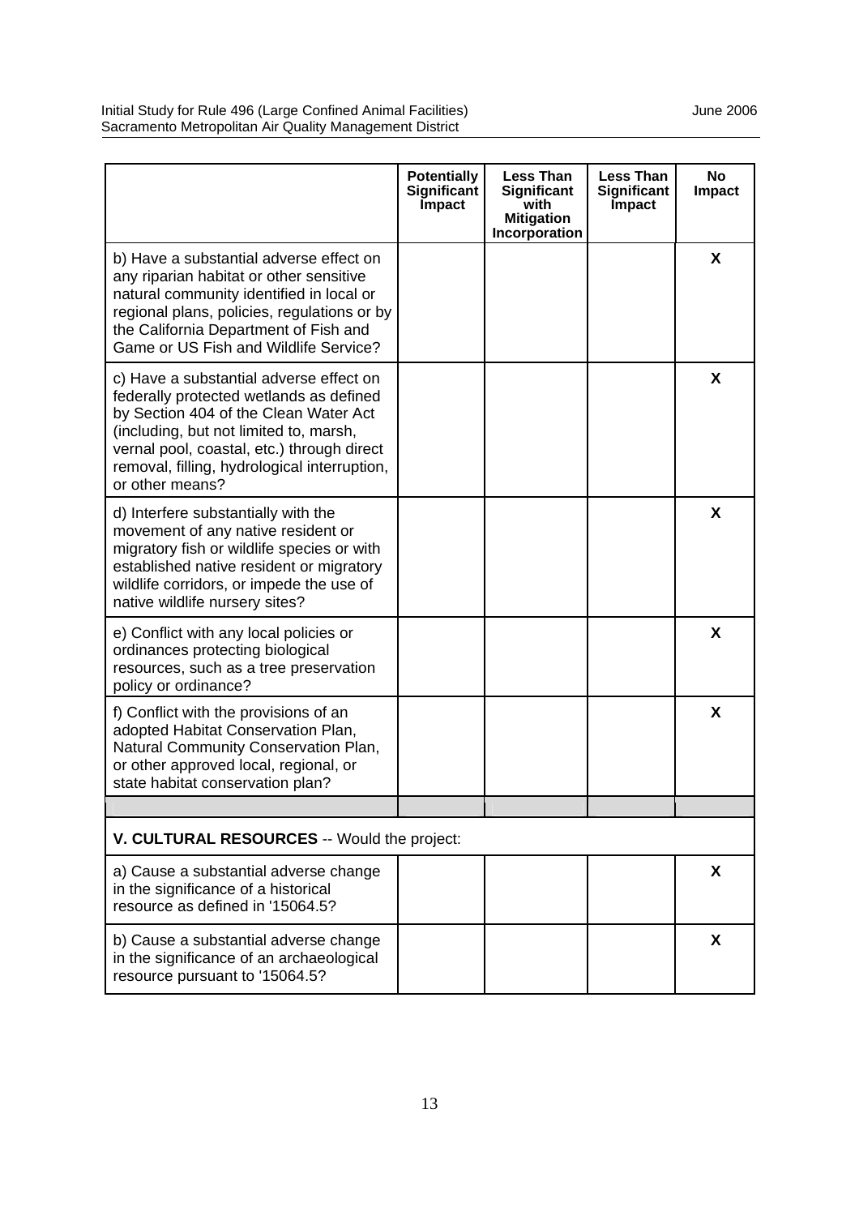| | Potentially Significant Impact | Less Than Significant with Mitigation Incorporation | Less Than Significant Impact | No Impact |
|---|---|---|---|---|
| b) Have a substantial adverse effect on any riparian habitat or other sensitive natural community identified in local or regional plans, policies, regulations or by the California Department of Fish and Game or US Fish and Wildlife Service? | | | | X |
| c) Have a substantial adverse effect on federally protected wetlands as defined by Section 404 of the Clean Water Act (including, but not limited to, marsh, vernal pool, coastal, etc.) through direct removal, filling, hydrological interruption, or other means? | | | | X |
| d) Interfere substantially with the movement of any native resident or migratory fish or wildlife species or with established native resident or migratory wildlife corridors, or impede the use of native wildlife nursery sites? | | | | X |
| e) Conflict with any local policies or ordinances protecting biological resources, such as a tree preservation policy or ordinance? | | | | X |
| f) Conflict with the provisions of an adopted Habitat Conservation Plan, Natural Community Conservation Plan, or other approved local, regional, or state habitat conservation plan? | | | | X |
| | | | | |
| **V. CULTURAL RESOURCES** -- Would the project: | | | | |
| a) Cause a substantial adverse change in the significance of a historical resource as defined in '15064.5? | | | | X |
| b) Cause a substantial adverse change in the significance of an archaeological resource pursuant to '15064.5? | | | | X |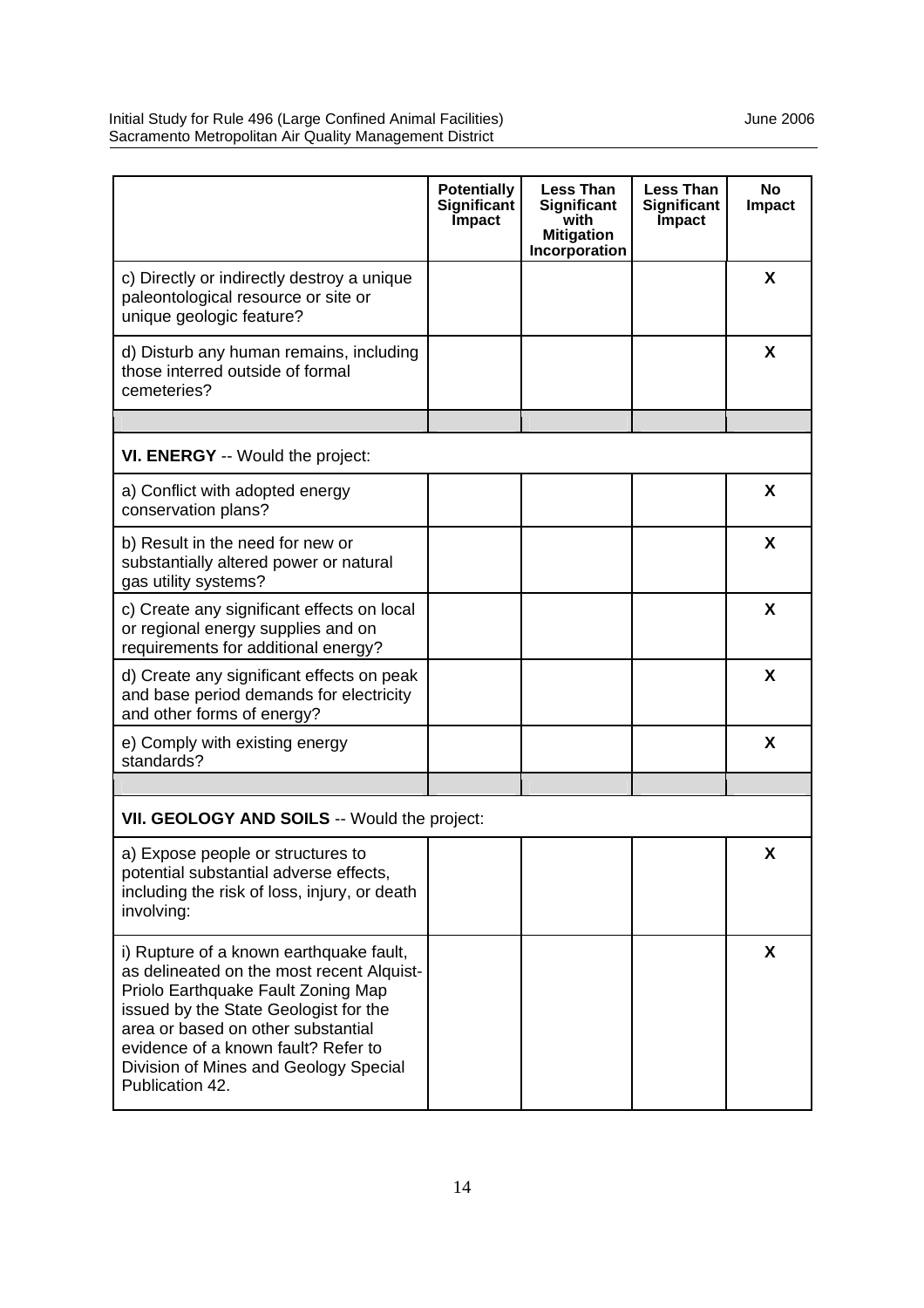| | Potentially Significant Impact | Less Than Significant with Mitigation Incorporation | Less Than Significant Impact | No Impact |
|---|---|---|---|---|
| c) Directly or indirectly destroy a unique paleontological resource or site or unique geologic feature? | | | | X |
| d) Disturb any human remains, including those interred outside of formal cemeteries? | | | | X |
| | | | | |
| **VI. ENERGY** -- Would the project: | | | | |
| a) Conflict with adopted energy conservation plans? | | | | X |
| b) Result in the need for new or substantially altered power or natural gas utility systems? | | | | X |
| c) Create any significant effects on local or regional energy supplies and on requirements for additional energy? | | | | X |
| d) Create any significant effects on peak and base period demands for electricity and other forms of energy? | | | | X |
| e) Comply with existing energy standards? | | | | X |
| | | | | |
| **VII. GEOLOGY AND SOILS** -- Would the project: | | | | |
| a) Expose people or structures to potential substantial adverse effects, including the risk of loss, injury, or death involving: | | | | X |
| i) Rupture of a known earthquake fault, as delineated on the most recent Alquist-Priolo Earthquake Fault Zoning Map issued by the State Geologist for the area or based on other substantial evidence of a known fault? Refer to Division of Mines and Geology Special Publication 42. | | | | X |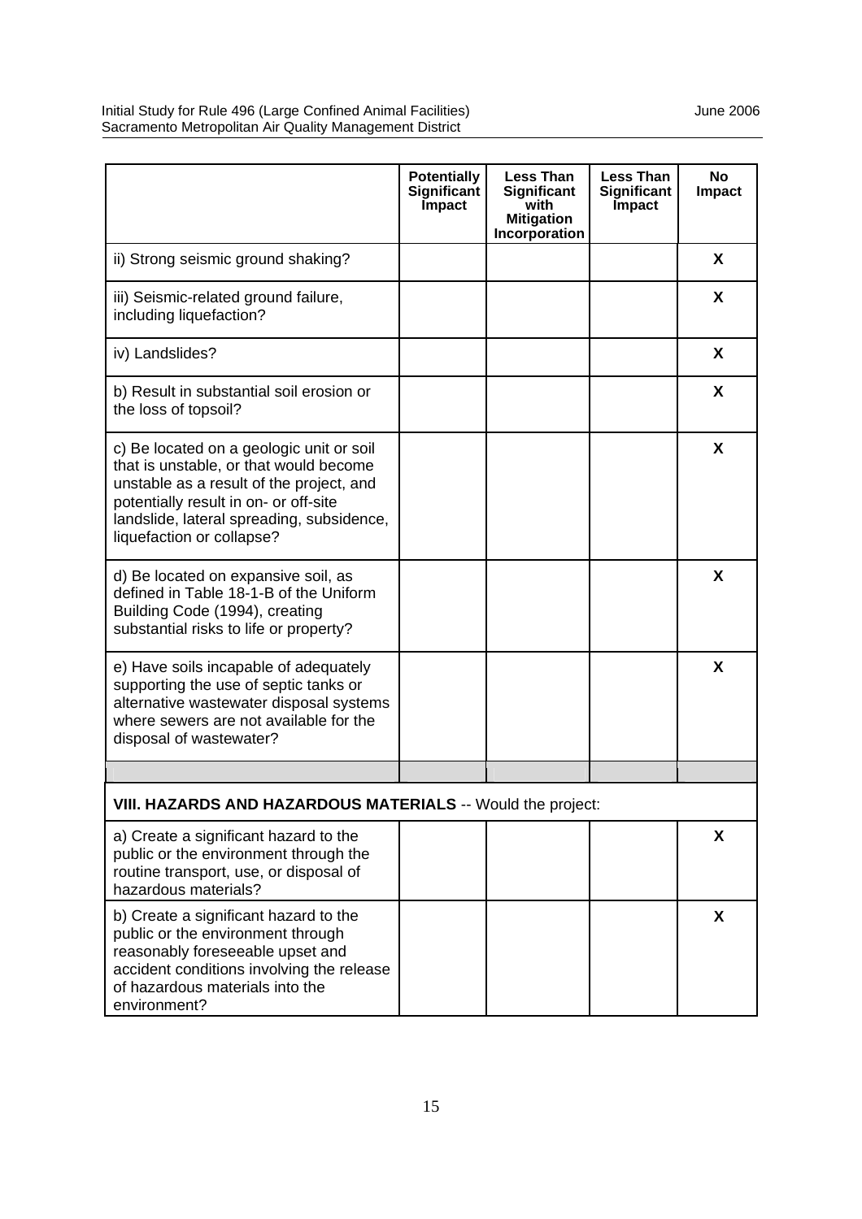| | Potentially Significant Impact | Less Than Significant with Mitigation Incorporation | Less Than Significant Impact | No Impact |
|---|---|---|---|---|
| ii) Strong seismic ground shaking? | | | | X |
| iii) Seismic-related ground failure, including liquefaction? | | | | X |
| iv) Landslides? | | | | X |
| b) Result in substantial soil erosion or the loss of topsoil? | | | | X |
| c) Be located on a geologic unit or soil that is unstable, or that would become unstable as a result of the project, and potentially result in on- or off-site landslide, lateral spreading, subsidence, liquefaction or collapse? | | | | X |
| d) Be located on expansive soil, as defined in Table 18-1-B of the Uniform Building Code (1994), creating substantial risks to life or property? | | | | X |
| e) Have soils incapable of adequately supporting the use of septic tanks or alternative wastewater disposal systems where sewers are not available for the disposal of wastewater? | | | | X |
| | | | | |
| **VIII. HAZARDS AND HAZARDOUS MATERIALS** -- Would the project: | | | | |
| a) Create a significant hazard to the public or the environment through the routine transport, use, or disposal of hazardous materials? | | | | X |
| b) Create a significant hazard to the public or the environment through reasonably foreseeable upset and accident conditions involving the release of hazardous materials into the environment? | | | | X |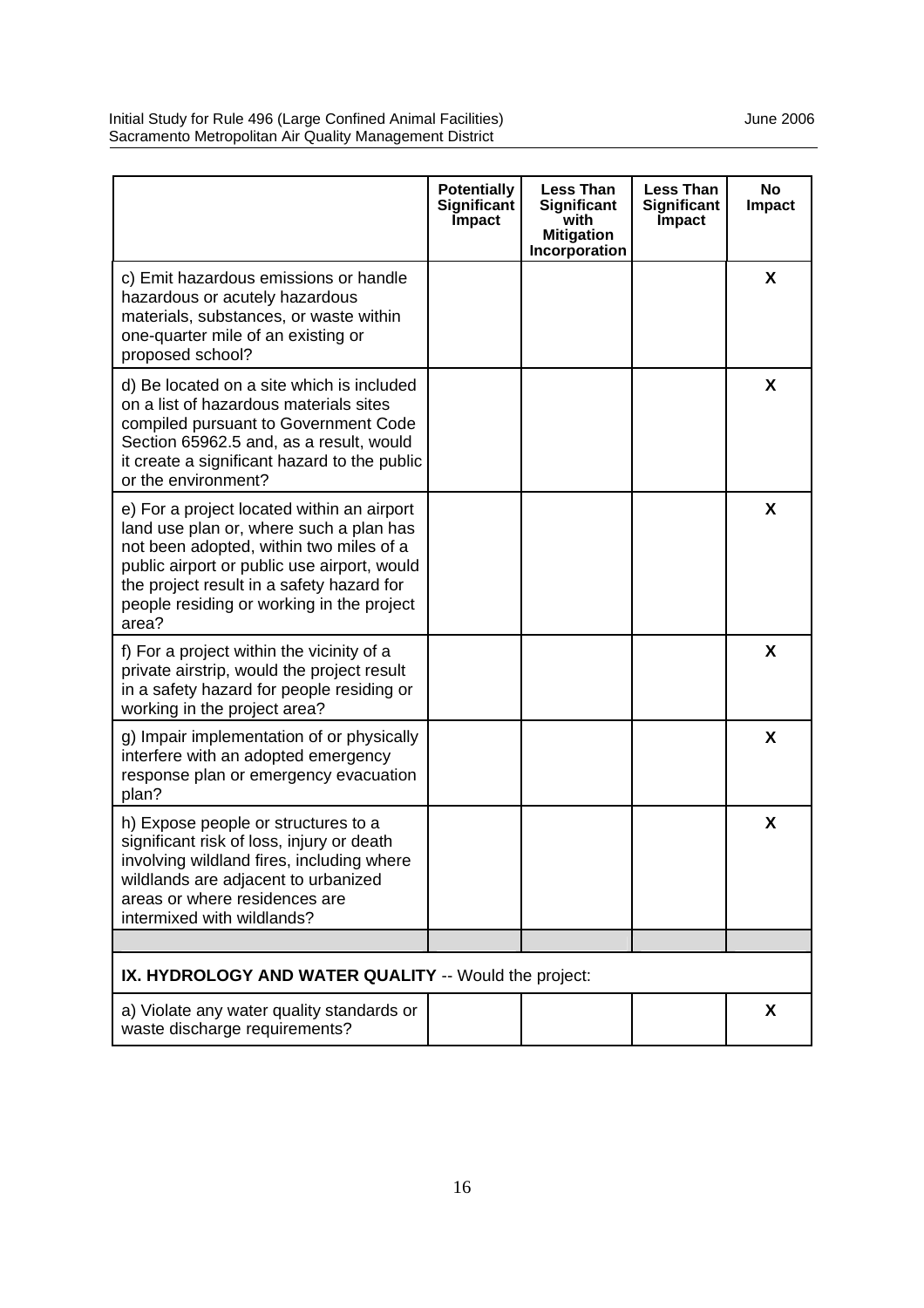| | Potentially Significant Impact | Less Than Significant with Mitigation Incorporation | Less Than Significant Impact | No Impact |
|---|---|---|---|---|
| c) Emit hazardous emissions or handle hazardous or acutely hazardous materials, substances, or waste within one-quarter mile of an existing or proposed school? | | | | X |
| d) Be located on a site which is included on a list of hazardous materials sites compiled pursuant to Government Code Section 65962.5 and, as a result, would it create a significant hazard to the public or the environment? | | | | X |
| e) For a project located within an airport land use plan or, where such a plan has not been adopted, within two miles of a public airport or public use airport, would the project result in a safety hazard for people residing or working in the project area? | | | | X |
| f) For a project within the vicinity of a private airstrip, would the project result in a safety hazard for people residing or working in the project area? | | | | X |
| g) Impair implementation of or physically interfere with an adopted emergency response plan or emergency evacuation plan? | | | | X |
| h) Expose people or structures to a significant risk of loss, injury or death involving wildland fires, including where wildlands are adjacent to urbanized areas or where residences are intermixed with wildlands? | | | | X |
| | | | | |
| **IX. HYDROLOGY AND WATER QUALITY** -- Would the project: | | | | |
| a) Violate any water quality standards or waste discharge requirements? | | | | X |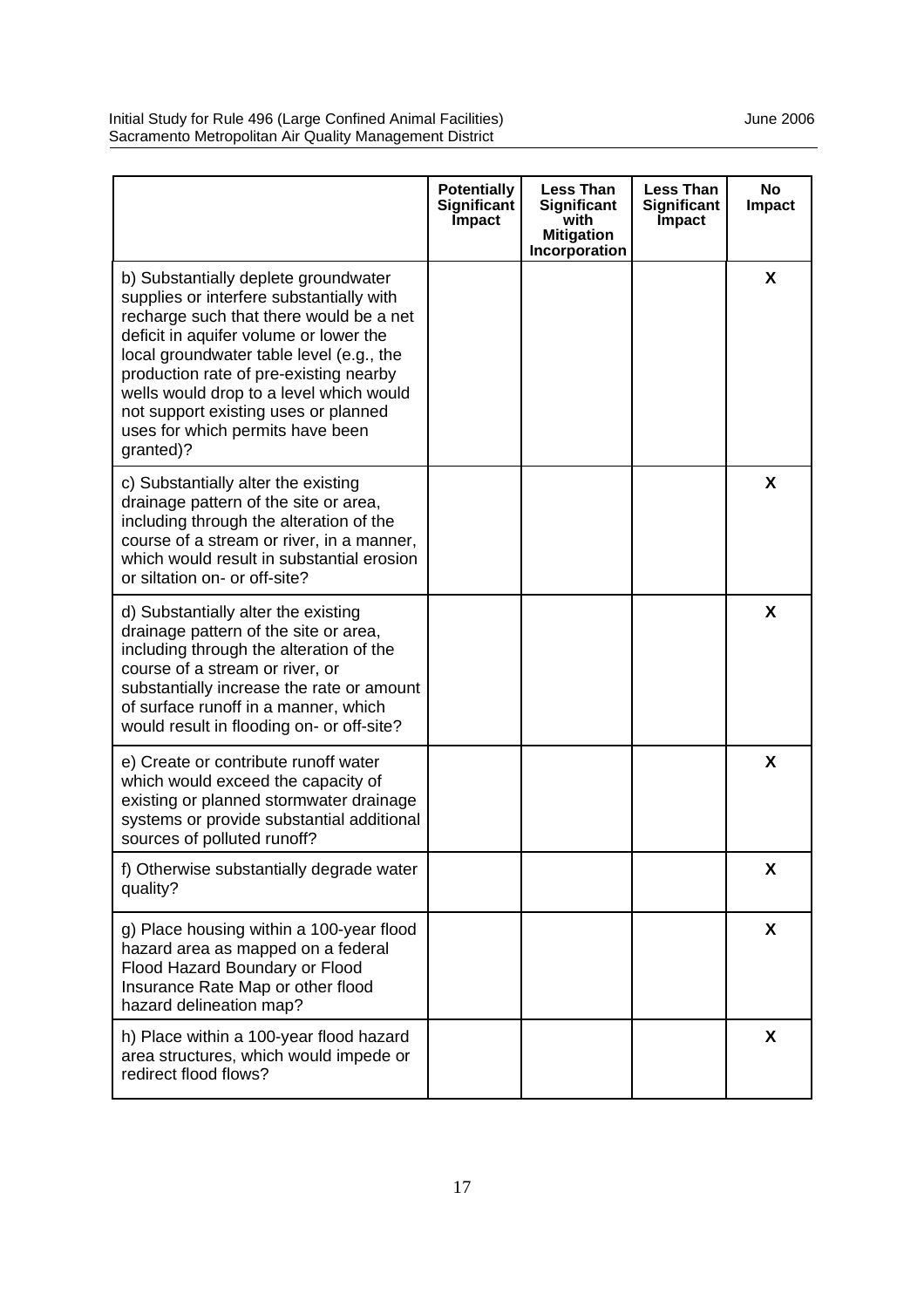| | Potentially Significant Impact | Less Than Significant with Mitigation Incorporation | Less Than Significant Impact | No Impact |
|---|---|---|---|---|
| b) Substantially deplete groundwater supplies or interfere substantially with recharge such that there would be a net deficit in aquifer volume or lower the local groundwater table level (e.g., the production rate of pre-existing nearby wells would drop to a level which would not support existing uses or planned uses for which permits have been granted)? | | | | X |
| c) Substantially alter the existing drainage pattern of the site or area, including through the alteration of the course of a stream or river, in a manner, which would result in substantial erosion or siltation on- or off-site? | | | | X |
| d) Substantially alter the existing drainage pattern of the site or area, including through the alteration of the course of a stream or river, or substantially increase the rate or amount of surface runoff in a manner, which would result in flooding on- or off-site? | | | | X |
| e) Create or contribute runoff water which would exceed the capacity of existing or planned stormwater drainage systems or provide substantial additional sources of polluted runoff? | | | | X |
| f) Otherwise substantially degrade water quality? | | | | X |
| g) Place housing within a 100-year flood hazard area as mapped on a federal Flood Hazard Boundary or Flood Insurance Rate Map or other flood hazard delineation map? | | | | X |
| h) Place within a 100-year flood hazard area structures, which would impede or redirect flood flows? | | | | X |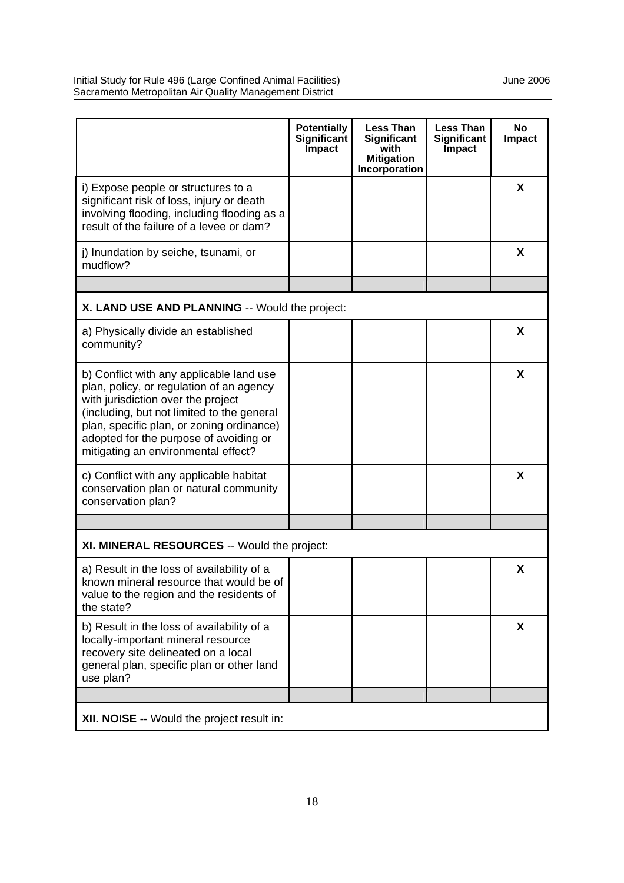| | Potentially Significant Impact | Less Than Significant with Mitigation Incorporation | Less Than Significant Impact | No Impact |
|---|---|---|---|---|
| i) Expose people or structures to a significant risk of loss, injury or death involving flooding, including flooding as a result of the failure of a levee or dam? | | | | X |
| j) Inundation by seiche, tsunami, or mudflow? | | | | X |
| | | | | |
| **X. LAND USE AND PLANNING** -- Would the project: | | | | |
| a) Physically divide an established community? | | | | X |
| b) Conflict with any applicable land use plan, policy, or regulation of an agency with jurisdiction over the project (including, but not limited to the general plan, specific plan, or zoning ordinance) adopted for the purpose of avoiding or mitigating an environmental effect? | | | | X |
| c) Conflict with any applicable habitat conservation plan or natural community conservation plan? | | | | X |
| | | | | |
| **XI. MINERAL RESOURCES** -- Would the project: | | | | |
| a) Result in the loss of availability of a known mineral resource that would be of value to the region and the residents of the state? | | | | X |
| b) Result in the loss of availability of a locally-important mineral resource recovery site delineated on a local general plan, specific plan or other land use plan? | | | | X |
| | | | | |
| **XII. NOISE --** Would the project result in: | | | | |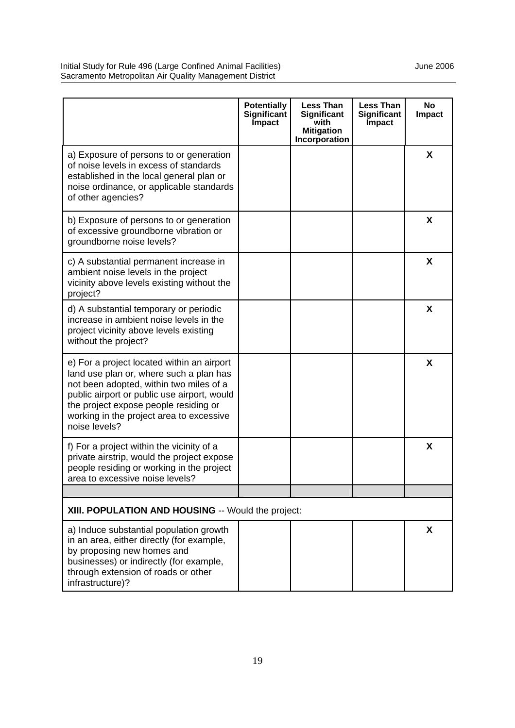| | Potentially Significant Impact | Less Than Significant with Mitigation Incorporation | Less Than Significant Impact | No Impact |
|---|---|---|---|---|
| a) Exposure of persons to or generation of noise levels in excess of standards established in the local general plan or noise ordinance, or applicable standards of other agencies? | | | | X |
| b) Exposure of persons to or generation of excessive groundborne vibration or groundborne noise levels? | | | | X |
| c) A substantial permanent increase in ambient noise levels in the project vicinity above levels existing without the project? | | | | X |
| d) A substantial temporary or periodic increase in ambient noise levels in the project vicinity above levels existing without the project? | | | | X |
| e) For a project located within an airport land use plan or, where such a plan has not been adopted, within two miles of a public airport or public use airport, would the project expose people residing or working in the project area to excessive noise levels? | | | | X |
| f) For a project within the vicinity of a private airstrip, would the project expose people residing or working in the project area to excessive noise levels? | | | | X |
| | | | | |
| **XIII. POPULATION AND HOUSING** -- Would the project: | | | | |
| a) Induce substantial population growth in an area, either directly (for example, by proposing new homes and businesses) or indirectly (for example, through extension of roads or other infrastructure)? | | | | X |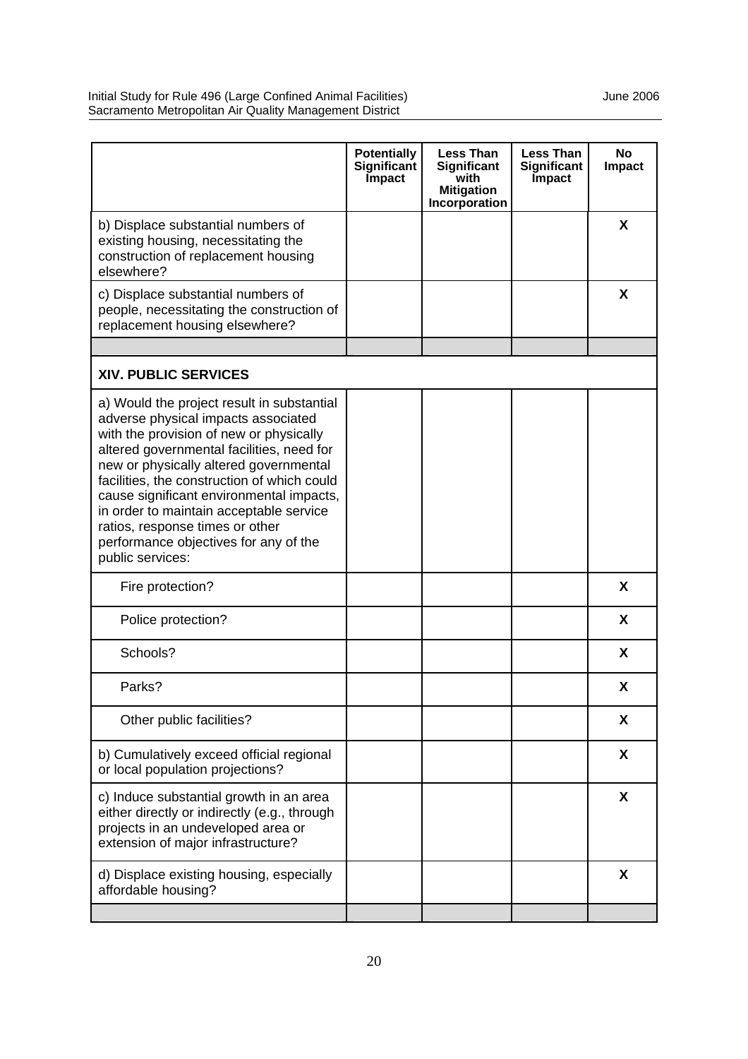| | Potentially Significant Impact | Less Than Significant with Mitigation Incorporation | Less Than Significant Impact | No Impact |
|---|---|---|---|---|
| b) Displace substantial numbers of existing housing, necessitating the construction of replacement housing elsewhere? | | | | X |
| c) Displace substantial numbers of people, necessitating the construction of replacement housing elsewhere? | | | | X |
| | | | | |
| **XIV. PUBLIC SERVICES** | | | | |
| a) Would the project result in substantial adverse physical impacts associated with the provision of new or physically altered governmental facilities, need for new or physically altered governmental facilities, the construction of which could cause significant environmental impacts, in order to maintain acceptable service ratios, response times or other performance objectives for any of the public services: | | | | |
| Fire protection? | | | | X |
| Police protection? | | | | X |
| Schools? | | | | X |
| Parks? | | | | X |
| Other public facilities? | | | | X |
| b) Cumulatively exceed official regional or local population projections? | | | | X |
| c) Induce substantial growth in an area either directly or indirectly (e.g., through projects in an undeveloped area or extension of major infrastructure? | | | | X |
| d) Displace existing housing, especially affordable housing? | | | | X |
| | | | | |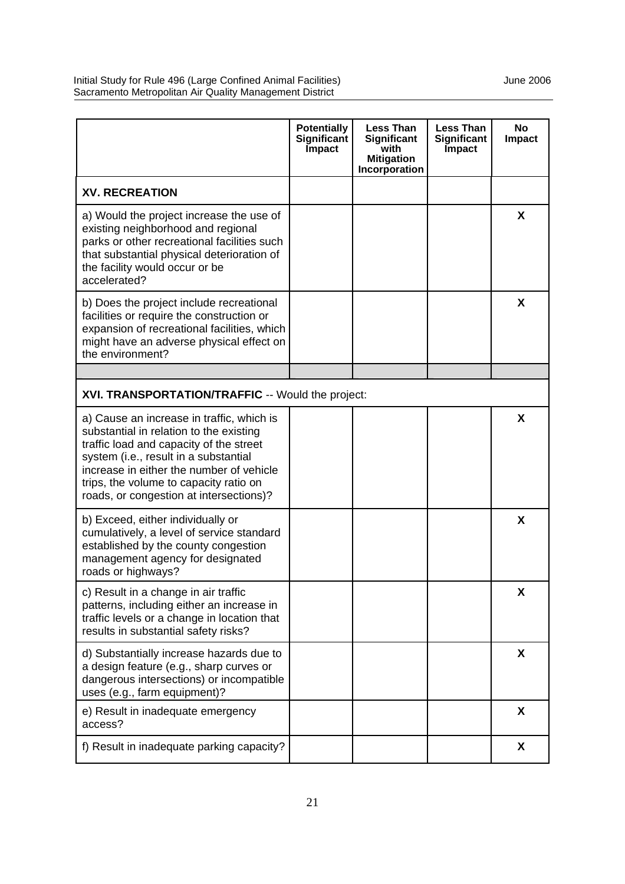| | Potentially Significant Impact | Less Than Significant with Mitigation Incorporation | Less Than Significant Impact | No Impact |
|---|---|---|---|---|
| **XV. RECREATION** | | | | |
| a) Would the project increase the use of existing neighborhood and regional parks or other recreational facilities such that substantial physical deterioration of the facility would occur or be accelerated? | | | | **X** |
| b) Does the project include recreational facilities or require the construction or expansion of recreational facilities, which might have an adverse physical effect on the environment? | | | | **X** |
| | | | | |
| **XVI. TRANSPORTATION/TRAFFIC** -- Would the project: | | | | |
| a) Cause an increase in traffic, which is substantial in relation to the existing traffic load and capacity of the street system (i.e., result in a substantial increase in either the number of vehicle trips, the volume to capacity ratio on roads, or congestion at intersections)? | | | | **X** |
| b) Exceed, either individually or cumulatively, a level of service standard established by the county congestion management agency for designated roads or highways? | | | | **X** |
| c) Result in a change in air traffic patterns, including either an increase in traffic levels or a change in location that results in substantial safety risks? | | | | **X** |
| d) Substantially increase hazards due to a design feature (e.g., sharp curves or dangerous intersections) or incompatible uses (e.g., farm equipment)? | | | | **X** |
| e) Result in inadequate emergency access? | | | | **X** |
| f) Result in inadequate parking capacity? | | | | **X** |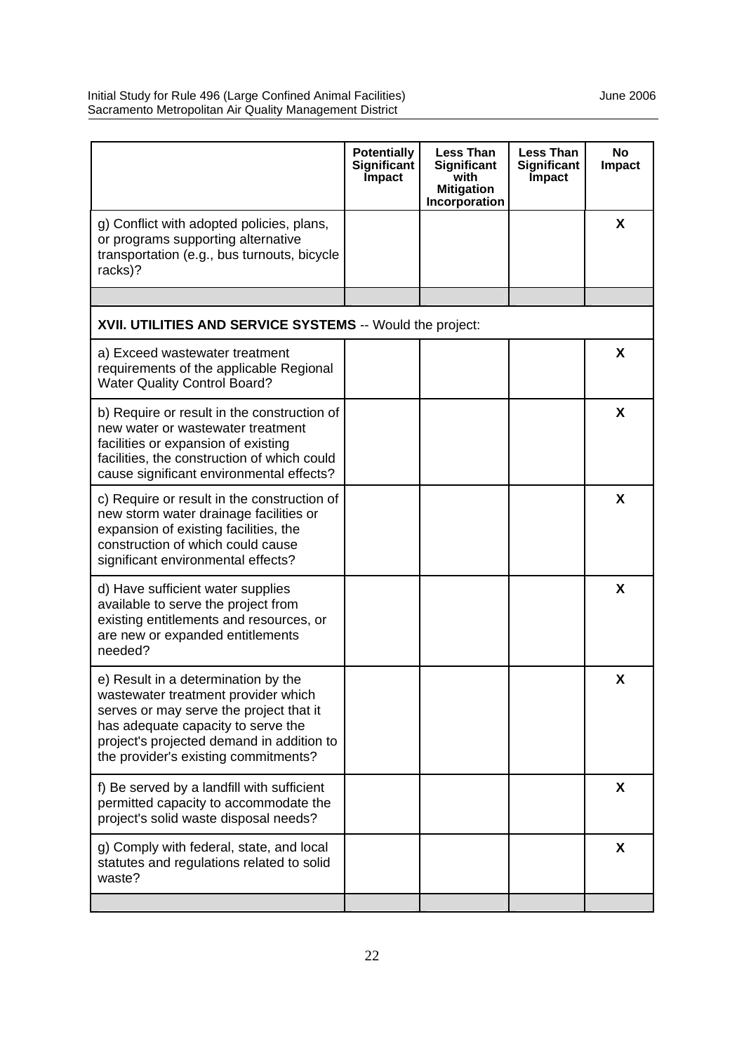| | Potentially Significant Impact | Less Than Significant with Mitigation Incorporation | Less Than Significant Impact | No Impact |
|---|---|---|---|---|
| g) Conflict with adopted policies, plans, or programs supporting alternative transportation (e.g., bus turnouts, bicycle racks)? | | | | X |
| | | | | |
| **XVII. UTILITIES AND SERVICE SYSTEMS** -- Would the project: | | | | |
| a) Exceed wastewater treatment requirements of the applicable Regional Water Quality Control Board? | | | | X |
| b) Require or result in the construction of new water or wastewater treatment facilities or expansion of existing facilities, the construction of which could cause significant environmental effects? | | | | X |
| c) Require or result in the construction of new storm water drainage facilities or expansion of existing facilities, the construction of which could cause significant environmental effects? | | | | X |
| d) Have sufficient water supplies available to serve the project from existing entitlements and resources, or are new or expanded entitlements needed? | | | | X |
| e) Result in a determination by the wastewater treatment provider which serves or may serve the project that it has adequate capacity to serve the project's projected demand in addition to the provider's existing commitments? | | | | X |
| f) Be served by a landfill with sufficient permitted capacity to accommodate the project's solid waste disposal needs? | | | | X |
| g) Comply with federal, state, and local statutes and regulations related to solid waste? | | | | X |
| | | | | |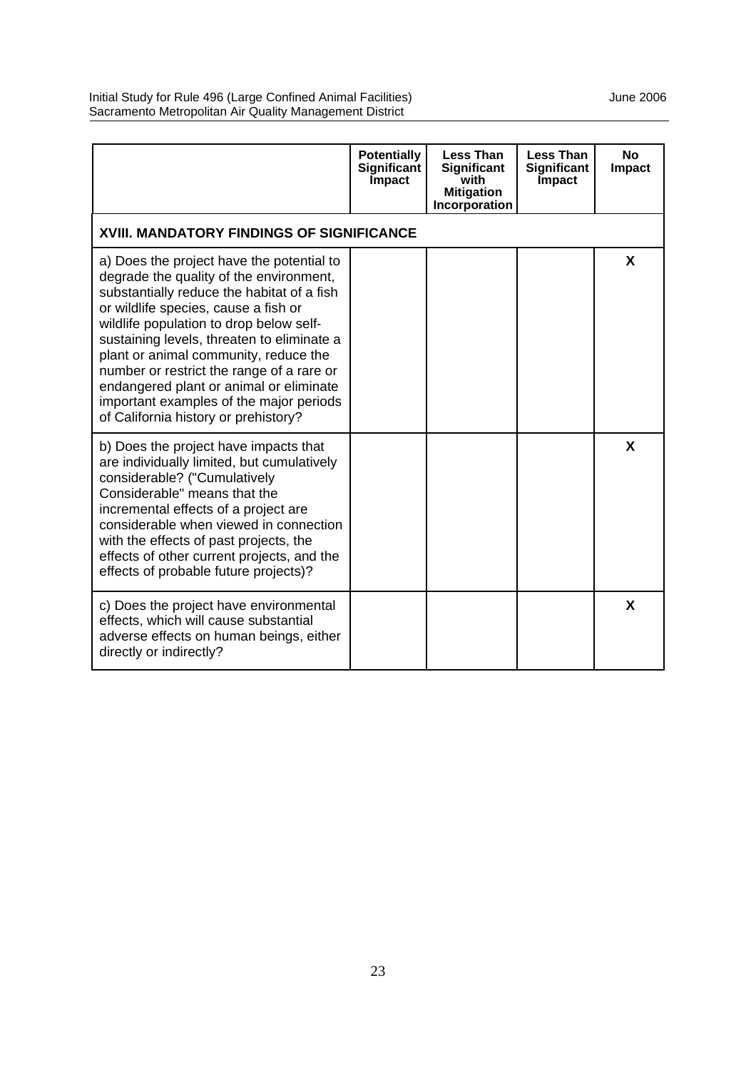| | Potentially Significant Impact | Less Than Significant with Mitigation Incorporation | Less Than Significant Impact | No Impact |
|---|---|---|---|---|
| **XVIII. MANDATORY FINDINGS OF SIGNIFICANCE** | | | | |
| a) Does the project have the potential to degrade the quality of the environment, substantially reduce the habitat of a fish or wildlife species, cause a fish or wildlife population to drop below self-sustaining levels, threaten to eliminate a plant or animal community, reduce the number or restrict the range of a rare or endangered plant or animal or eliminate important examples of the major periods of California history or prehistory? | | | | **X** |
| b) Does the project have impacts that are individually limited, but cumulatively considerable? ("Cumulatively Considerable" means that the incremental effects of a project are considerable when viewed in connection with the effects of past projects, the effects of other current projects, and the effects of probable future projects)? | | | | **X** |
| c) Does the project have environmental effects, which will cause substantial adverse effects on human beings, either directly or indirectly? | | | | **X** |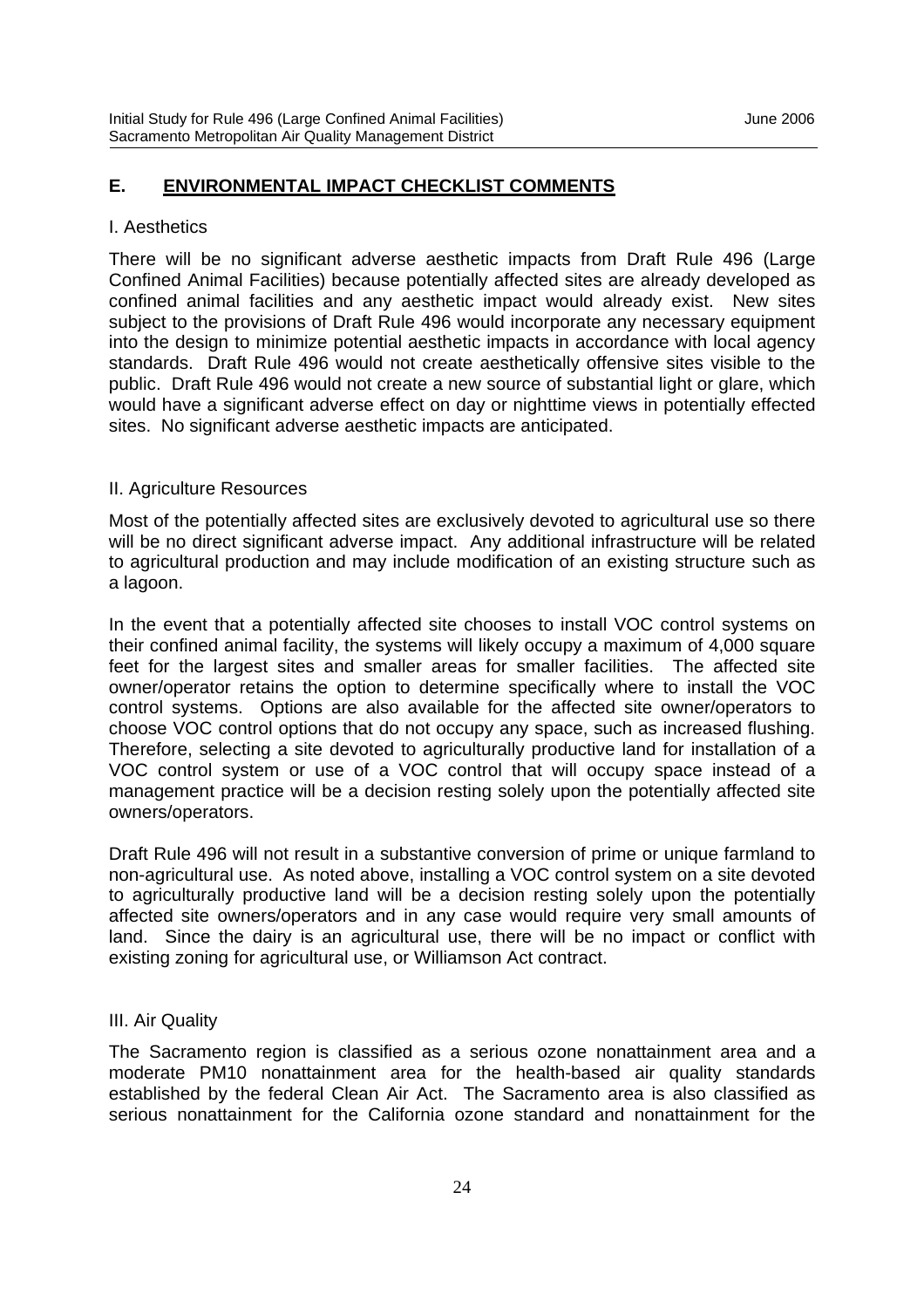## E. ENVIRONMENTAL IMPACT CHECKLIST COMMENTS

I. Aesthetics

There will be no significant adverse aesthetic impacts from Draft Rule 496 (Large Confined Animal Facilities) because potentially affected sites are already developed as confined animal facilities and any aesthetic impact would already exist. New sites subject to the provisions of Draft Rule 496 would incorporate any necessary equipment into the design to minimize potential aesthetic impacts in accordance with local agency standards. Draft Rule 496 would not create aesthetically offensive sites visible to the public. Draft Rule 496 would not create a new source of substantial light or glare, which would have a significant adverse effect on day or nighttime views in potentially effected sites. No significant adverse aesthetic impacts are anticipated.

II. Agriculture Resources

Most of the potentially affected sites are exclusively devoted to agricultural use so there will be no direct significant adverse impact. Any additional infrastructure will be related to agricultural production and may include modification of an existing structure such as a lagoon.

In the event that a potentially affected site chooses to install VOC control systems on their confined animal facility, the systems will likely occupy a maximum of 4,000 square feet for the largest sites and smaller areas for smaller facilities. The affected site owner/operator retains the option to determine specifically where to install the VOC control systems. Options are also available for the affected site owner/operators to choose VOC control options that do not occupy any space, such as increased flushing. Therefore, selecting a site devoted to agriculturally productive land for installation of a VOC control system or use of a VOC control that will occupy space instead of a management practice will be a decision resting solely upon the potentially affected site owners/operators.

Draft Rule 496 will not result in a substantive conversion of prime or unique farmland to non-agricultural use. As noted above, installing a VOC control system on a site devoted to agriculturally productive land will be a decision resting solely upon the potentially affected site owners/operators and in any case would require very small amounts of land. Since the dairy is an agricultural use, there will be no impact or conflict with existing zoning for agricultural use, or Williamson Act contract.

III. Air Quality

The Sacramento region is classified as a serious ozone nonattainment area and a moderate PM10 nonattainment area for the health-based air quality standards established by the federal Clean Air Act. The Sacramento area is also classified as serious nonattainment for the California ozone standard and nonattainment for the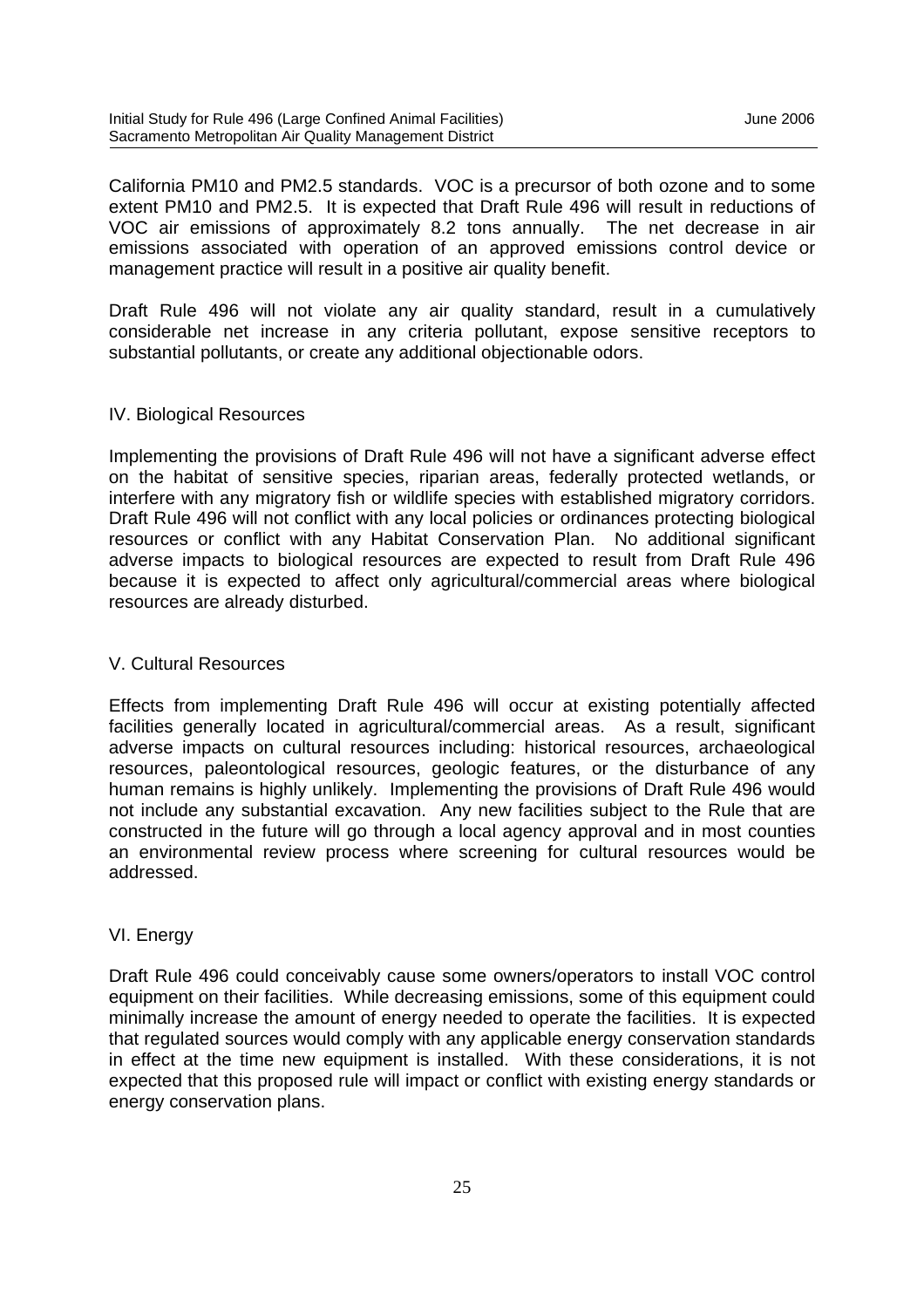California PM10 and PM2.5 standards. VOC is a precursor of both ozone and to some extent PM10 and PM2.5. It is expected that Draft Rule 496 will result in reductions of VOC air emissions of approximately 8.2 tons annually. The net decrease in air emissions associated with operation of an approved emissions control device or management practice will result in a positive air quality benefit.

Draft Rule 496 will not violate any air quality standard, result in a cumulatively considerable net increase in any criteria pollutant, expose sensitive receptors to substantial pollutants, or create any additional objectionable odors.

## IV. Biological Resources

Implementing the provisions of Draft Rule 496 will not have a significant adverse effect on the habitat of sensitive species, riparian areas, federally protected wetlands, or interfere with any migratory fish or wildlife species with established migratory corridors. Draft Rule 496 will not conflict with any local policies or ordinances protecting biological resources or conflict with any Habitat Conservation Plan. No additional significant adverse impacts to biological resources are expected to result from Draft Rule 496 because it is expected to affect only agricultural/commercial areas where biological resources are already disturbed.

## V. Cultural Resources

Effects from implementing Draft Rule 496 will occur at existing potentially affected facilities generally located in agricultural/commercial areas. As a result, significant adverse impacts on cultural resources including: historical resources, archaeological resources, paleontological resources, geologic features, or the disturbance of any human remains is highly unlikely. Implementing the provisions of Draft Rule 496 would not include any substantial excavation. Any new facilities subject to the Rule that are constructed in the future will go through a local agency approval and in most counties an environmental review process where screening for cultural resources would be addressed.

## VI. Energy

Draft Rule 496 could conceivably cause some owners/operators to install VOC control equipment on their facilities. While decreasing emissions, some of this equipment could minimally increase the amount of energy needed to operate the facilities. It is expected that regulated sources would comply with any applicable energy conservation standards in effect at the time new equipment is installed. With these considerations, it is not expected that this proposed rule will impact or conflict with existing energy standards or energy conservation plans.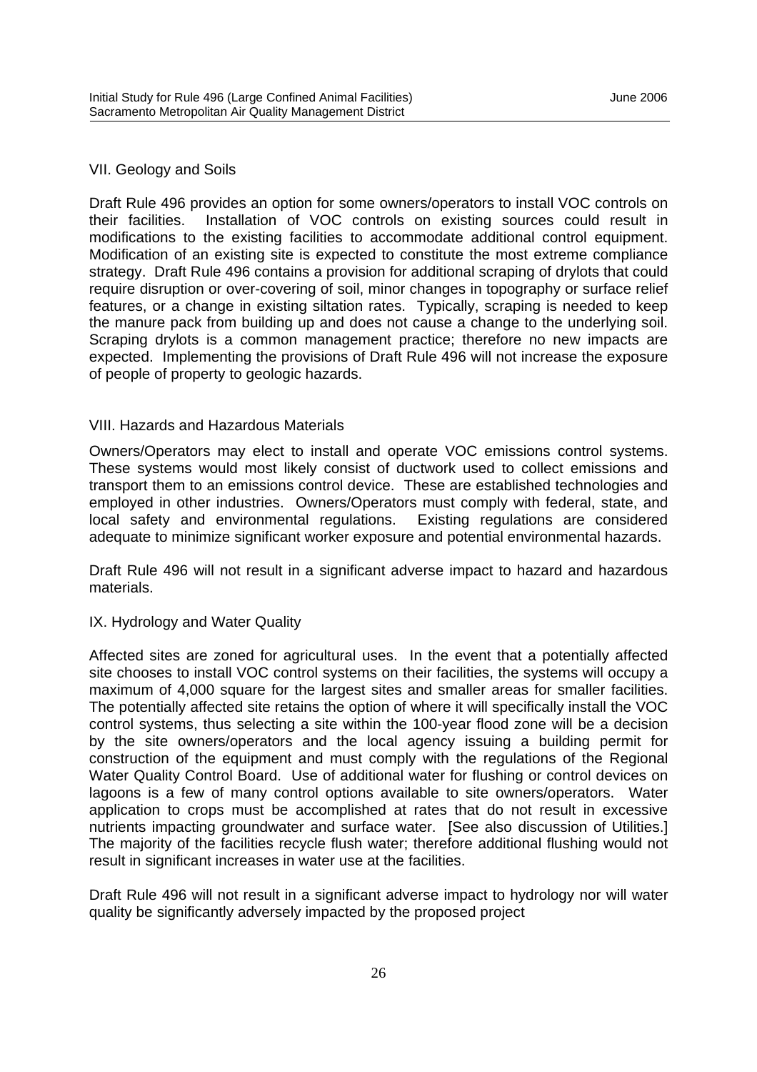## VII. Geology and Soils

Draft Rule 496 provides an option for some owners/operators to install VOC controls on their facilities. Installation of VOC controls on existing sources could result in modifications to the existing facilities to accommodate additional control equipment. Modification of an existing site is expected to constitute the most extreme compliance strategy. Draft Rule 496 contains a provision for additional scraping of drylots that could require disruption or over-covering of soil, minor changes in topography or surface relief features, or a change in existing siltation rates. Typically, scraping is needed to keep the manure pack from building up and does not cause a change to the underlying soil. Scraping drylots is a common management practice; therefore no new impacts are expected. Implementing the provisions of Draft Rule 496 will not increase the exposure of people of property to geologic hazards.

## VIII. Hazards and Hazardous Materials

Owners/Operators may elect to install and operate VOC emissions control systems. These systems would most likely consist of ductwork used to collect emissions and transport them to an emissions control device. These are established technologies and employed in other industries. Owners/Operators must comply with federal, state, and local safety and environmental regulations. Existing regulations are considered adequate to minimize significant worker exposure and potential environmental hazards.

Draft Rule 496 will not result in a significant adverse impact to hazard and hazardous materials.

## IX. Hydrology and Water Quality

Affected sites are zoned for agricultural uses. In the event that a potentially affected site chooses to install VOC control systems on their facilities, the systems will occupy a maximum of 4,000 square for the largest sites and smaller areas for smaller facilities. The potentially affected site retains the option of where it will specifically install the VOC control systems, thus selecting a site within the 100-year flood zone will be a decision by the site owners/operators and the local agency issuing a building permit for construction of the equipment and must comply with the regulations of the Regional Water Quality Control Board. Use of additional water for flushing or control devices on lagoons is a few of many control options available to site owners/operators. Water application to crops must be accomplished at rates that do not result in excessive nutrients impacting groundwater and surface water. [See also discussion of Utilities.] The majority of the facilities recycle flush water; therefore additional flushing would not result in significant increases in water use at the facilities.

Draft Rule 496 will not result in a significant adverse impact to hydrology nor will water quality be significantly adversely impacted by the proposed project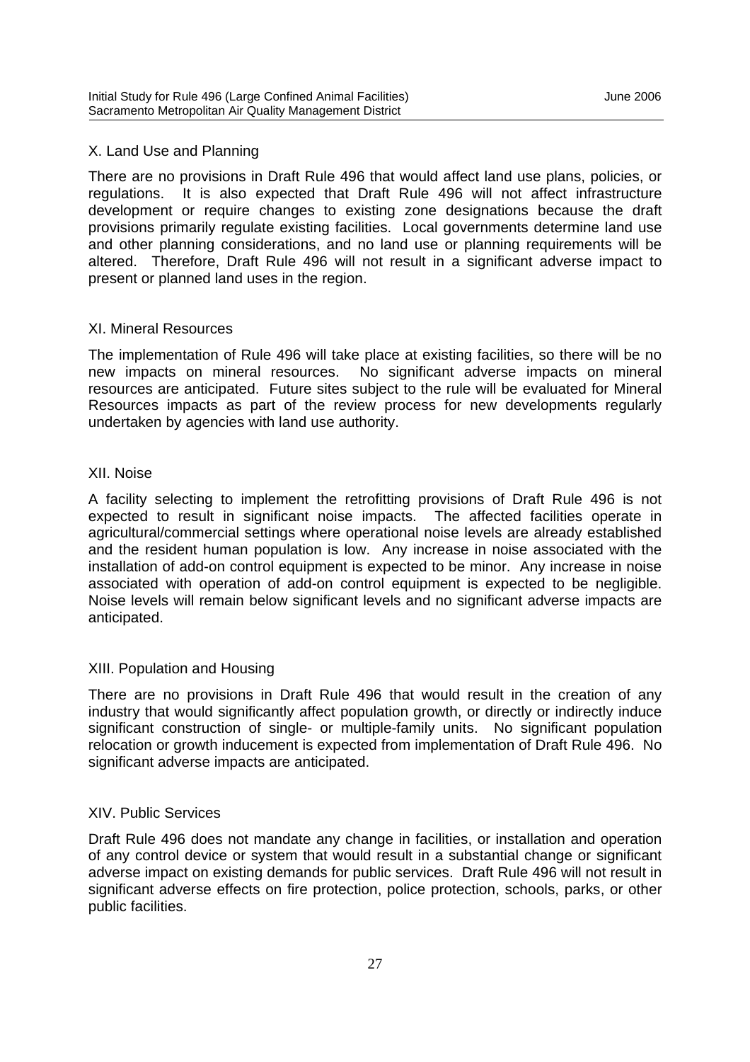### X. Land Use and Planning

There are no provisions in Draft Rule 496 that would affect land use plans, policies, or regulations. It is also expected that Draft Rule 496 will not affect infrastructure development or require changes to existing zone designations because the draft provisions primarily regulate existing facilities. Local governments determine land use and other planning considerations, and no land use or planning requirements will be altered. Therefore, Draft Rule 496 will not result in a significant adverse impact to present or planned land uses in the region.

### XI. Mineral Resources

The implementation of Rule 496 will take place at existing facilities, so there will be no new impacts on mineral resources. No significant adverse impacts on mineral resources are anticipated. Future sites subject to the rule will be evaluated for Mineral Resources impacts as part of the review process for new developments regularly undertaken by agencies with land use authority.

### XII. Noise

A facility selecting to implement the retrofitting provisions of Draft Rule 496 is not expected to result in significant noise impacts. The affected facilities operate in agricultural/commercial settings where operational noise levels are already established and the resident human population is low. Any increase in noise associated with the installation of add-on control equipment is expected to be minor. Any increase in noise associated with operation of add-on control equipment is expected to be negligible. Noise levels will remain below significant levels and no significant adverse impacts are anticipated.

### XIII. Population and Housing

There are no provisions in Draft Rule 496 that would result in the creation of any industry that would significantly affect population growth, or directly or indirectly induce significant construction of single- or multiple-family units. No significant population relocation or growth inducement is expected from implementation of Draft Rule 496. No significant adverse impacts are anticipated.

### XIV. Public Services

Draft Rule 496 does not mandate any change in facilities, or installation and operation of any control device or system that would result in a substantial change or significant adverse impact on existing demands for public services. Draft Rule 496 will not result in significant adverse effects on fire protection, police protection, schools, parks, or other public facilities.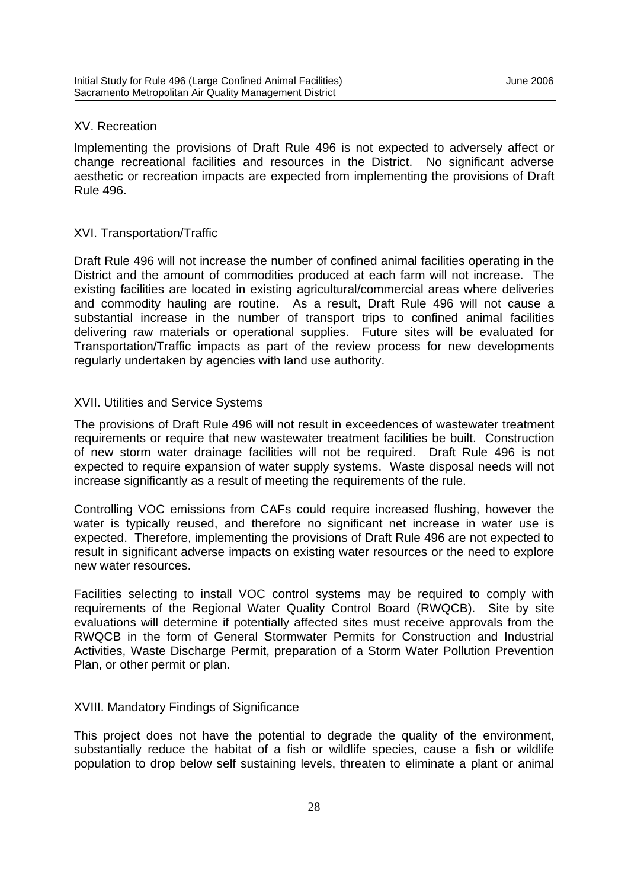## XV. Recreation

Implementing the provisions of Draft Rule 496 is not expected to adversely affect or change recreational facilities and resources in the District. No significant adverse aesthetic or recreation impacts are expected from implementing the provisions of Draft Rule 496.

## XVI. Transportation/Traffic

Draft Rule 496 will not increase the number of confined animal facilities operating in the District and the amount of commodities produced at each farm will not increase. The existing facilities are located in existing agricultural/commercial areas where deliveries and commodity hauling are routine. As a result, Draft Rule 496 will not cause a substantial increase in the number of transport trips to confined animal facilities delivering raw materials or operational supplies. Future sites will be evaluated for Transportation/Traffic impacts as part of the review process for new developments regularly undertaken by agencies with land use authority.

## XVII. Utilities and Service Systems

The provisions of Draft Rule 496 will not result in exceedences of wastewater treatment requirements or require that new wastewater treatment facilities be built. Construction of new storm water drainage facilities will not be required. Draft Rule 496 is not expected to require expansion of water supply systems. Waste disposal needs will not increase significantly as a result of meeting the requirements of the rule.

Controlling VOC emissions from CAFs could require increased flushing, however the water is typically reused, and therefore no significant net increase in water use is expected. Therefore, implementing the provisions of Draft Rule 496 are not expected to result in significant adverse impacts on existing water resources or the need to explore new water resources.

Facilities selecting to install VOC control systems may be required to comply with requirements of the Regional Water Quality Control Board (RWQCB). Site by site evaluations will determine if potentially affected sites must receive approvals from the RWQCB in the form of General Stormwater Permits for Construction and Industrial Activities, Waste Discharge Permit, preparation of a Storm Water Pollution Prevention Plan, or other permit or plan.

## XVIII. Mandatory Findings of Significance

This project does not have the potential to degrade the quality of the environment, substantially reduce the habitat of a fish or wildlife species, cause a fish or wildlife population to drop below self sustaining levels, threaten to eliminate a plant or animal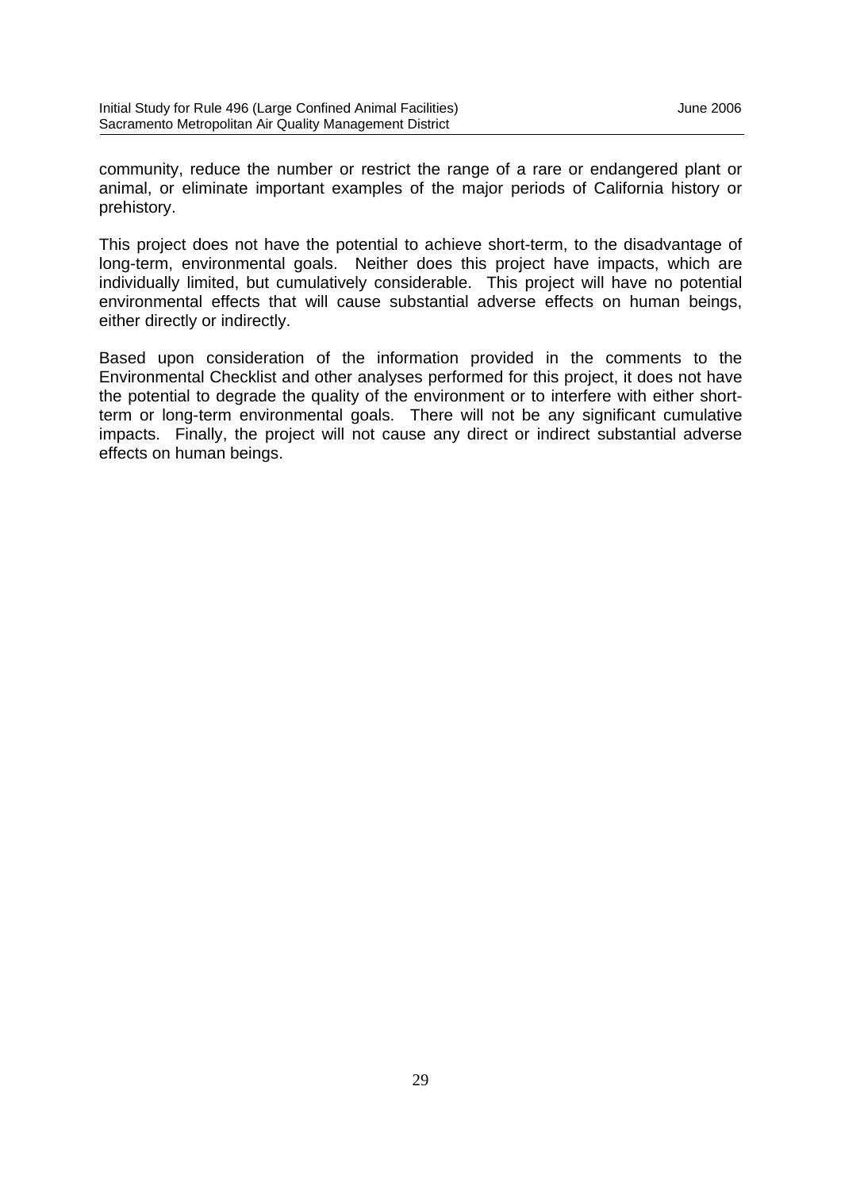community, reduce the number or restrict the range of a rare or endangered plant or animal, or eliminate important examples of the major periods of California history or prehistory.

This project does not have the potential to achieve short-term, to the disadvantage of long-term, environmental goals. Neither does this project have impacts, which are individually limited, but cumulatively considerable. This project will have no potential environmental effects that will cause substantial adverse effects on human beings, either directly or indirectly.

Based upon consideration of the information provided in the comments to the Environmental Checklist and other analyses performed for this project, it does not have the potential to degrade the quality of the environment or to interfere with either short-term or long-term environmental goals. There will not be any significant cumulative impacts. Finally, the project will not cause any direct or indirect substantial adverse effects on human beings.